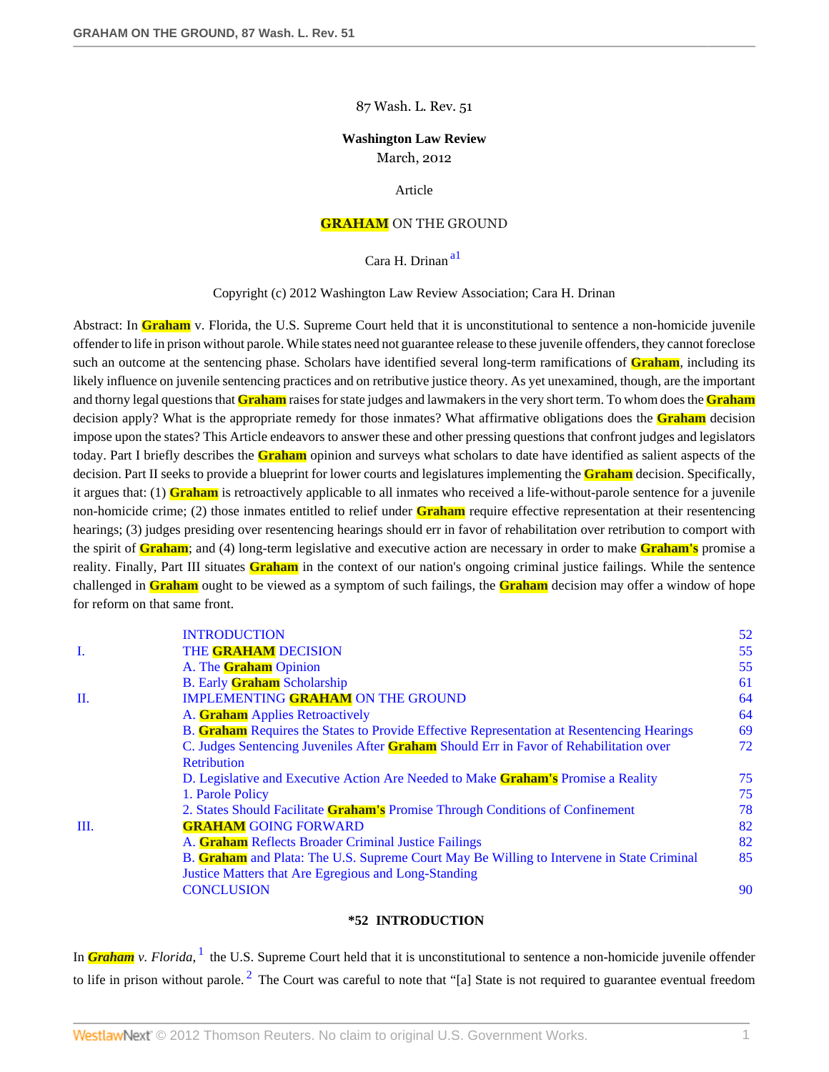87 Wash. L. Rev. 51

**Washington Law Review**
March, 2012

Article

# GRAHAM ON THE GROUND

Cara H. Drinan[a1]

Copyright (c) 2012 Washington Law Review Association; Cara H. Drinan

Abstract: In Graham v. Florida, the U.S. Supreme Court held that it is unconstitutional to sentence a non-homicide juvenile offender to life in prison without parole. While states need not guarantee release to these juvenile offenders, they cannot foreclose such an outcome at the sentencing phase. Scholars have identified several long-term ramifications of Graham, including its likely influence on juvenile sentencing practices and on retributive justice theory. As yet unexamined, though, are the important and thorny legal questions that Graham raises for state judges and lawmakers in the very short term. To whom does the Graham decision apply? What is the appropriate remedy for those inmates? What affirmative obligations does the Graham decision impose upon the states? This Article endeavors to answer these and other pressing questions that confront judges and legislators today. Part I briefly describes the Graham opinion and surveys what scholars to date have identified as salient aspects of the decision. Part II seeks to provide a blueprint for lower courts and legislatures implementing the Graham decision. Specifically, it argues that: (1) Graham is retroactively applicable to all inmates who received a life-without-parole sentence for a juvenile non-homicide crime; (2) those inmates entitled to relief under Graham require effective representation at their resentencing hearings; (3) judges presiding over resentencing hearings should err in favor of rehabilitation over retribution to comport with the spirit of Graham; and (4) long-term legislative and executive action are necessary in order to make Graham's promise a reality. Finally, Part III situates Graham in the context of our nation's ongoing criminal justice failings. While the sentence challenged in Graham ought to be viewed as a symptom of such failings, the Graham decision may offer a window of hope for reform on that same front.

| | | |
|---|---|---|
| | INTRODUCTION | 52 |
| I. | THE GRAHAM DECISION | 55 |
| | A. The Graham Opinion | 55 |
| | B. Early Graham Scholarship | 61 |
| II. | IMPLEMENTING GRAHAM ON THE GROUND | 64 |
| | A. Graham Applies Retroactively | 64 |
| | B. Graham Requires the States to Provide Effective Representation at Resentencing Hearings | 69 |
| | C. Judges Sentencing Juveniles After Graham Should Err in Favor of Rehabilitation over Retribution | 72 |
| | D. Legislative and Executive Action Are Needed to Make Graham's Promise a Reality | 75 |
| | 1. Parole Policy | 75 |
| | 2. States Should Facilitate Graham's Promise Through Conditions of Confinement | 78 |
| III. | GRAHAM GOING FORWARD | 82 |
| | A. Graham Reflects Broader Criminal Justice Failings | 82 |
| | B. Graham and Plata: The U.S. Supreme Court May Be Willing to Intervene in State Criminal Justice Matters that Are Egregious and Long-Standing | 85 |
| | CONCLUSION | 90 |

## *52 INTRODUCTION

In *Graham v. Florida,*[1] the U.S. Supreme Court held that it is unconstitutional to sentence a non-homicide juvenile offender to life in prison without parole.[2] The Court was careful to note that "[a] State is not required to guarantee eventual freedom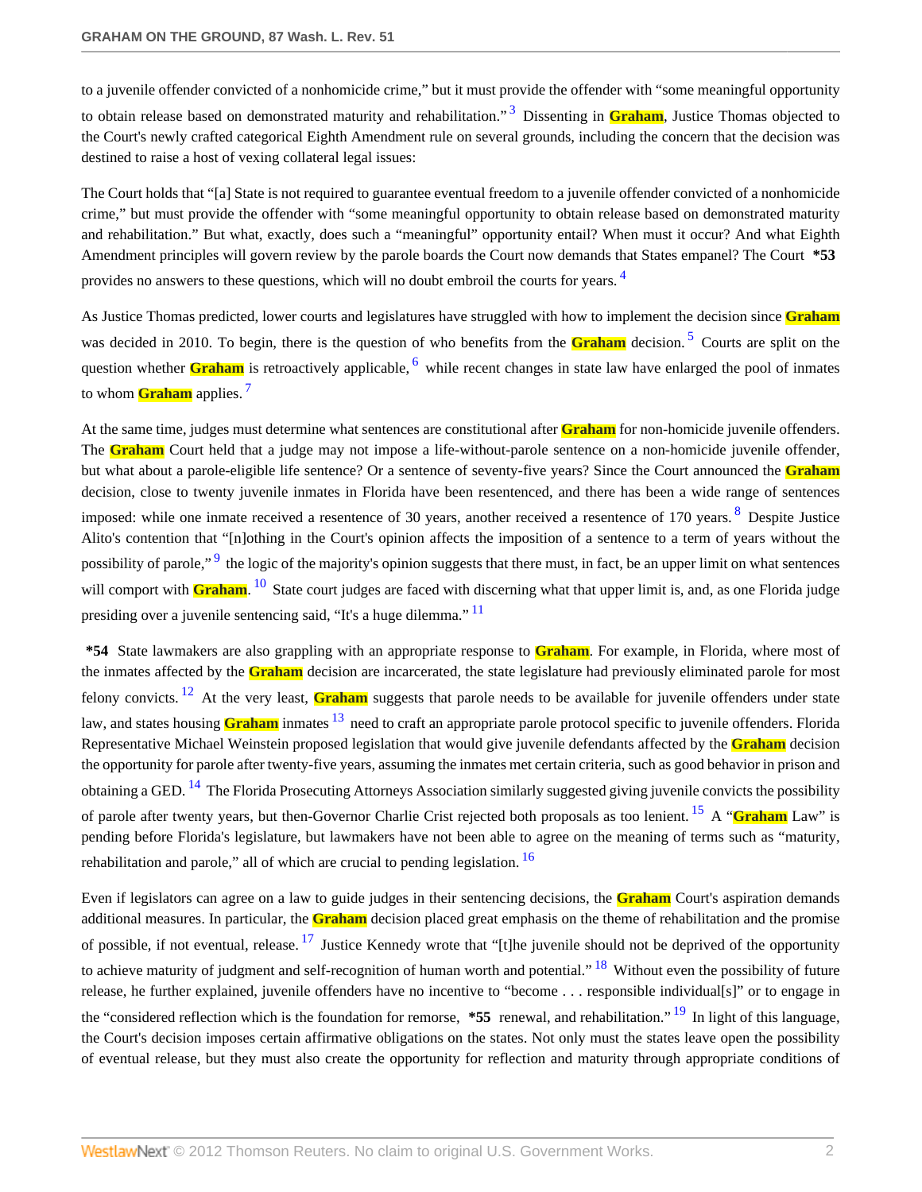to a juvenile offender convicted of a nonhomicide crime," but it must provide the offender with "some meaningful opportunity to obtain release based on demonstrated maturity and rehabilitation." [3] Dissenting in **Graham**, Justice Thomas objected to the Court's newly crafted categorical Eighth Amendment rule on several grounds, including the concern that the decision was destined to raise a host of vexing collateral legal issues:

The Court holds that "[a] State is not required to guarantee eventual freedom to a juvenile offender convicted of a nonhomicide crime," but must provide the offender with "some meaningful opportunity to obtain release based on demonstrated maturity and rehabilitation." But what, exactly, does such a "meaningful" opportunity entail? When must it occur? And what Eighth Amendment principles will govern review by the parole boards the Court now demands that States empanel? The Court **\*53** provides no answers to these questions, which will no doubt embroil the courts for years. [4]

As Justice Thomas predicted, lower courts and legislatures have struggled with how to implement the decision since **Graham** was decided in 2010. To begin, there is the question of who benefits from the **Graham** decision. [5] Courts are split on the question whether **Graham** is retroactively applicable, [6] while recent changes in state law have enlarged the pool of inmates to whom **Graham** applies. [7]

At the same time, judges must determine what sentences are constitutional after **Graham** for non-homicide juvenile offenders. The **Graham** Court held that a judge may not impose a life-without-parole sentence on a non-homicide juvenile offender, but what about a parole-eligible life sentence? Or a sentence of seventy-five years? Since the Court announced the **Graham** decision, close to twenty juvenile inmates in Florida have been resentenced, and there has been a wide range of sentences imposed: while one inmate received a resentence of 30 years, another received a resentence of 170 years. [8] Despite Justice Alito's contention that "[n]othing in the Court's opinion affects the imposition of a sentence to a term of years without the possibility of parole," [9] the logic of the majority's opinion suggests that there must, in fact, be an upper limit on what sentences will comport with **Graham**. [10] State court judges are faced with discerning what that upper limit is, and, as one Florida judge presiding over a juvenile sentencing said, "It's a huge dilemma." [11]

**\*54** State lawmakers are also grappling with an appropriate response to **Graham**. For example, in Florida, where most of the inmates affected by the **Graham** decision are incarcerated, the state legislature had previously eliminated parole for most felony convicts. [12] At the very least, **Graham** suggests that parole needs to be available for juvenile offenders under state law, and states housing **Graham** inmates [13] need to craft an appropriate parole protocol specific to juvenile offenders. Florida Representative Michael Weinstein proposed legislation that would give juvenile defendants affected by the **Graham** decision the opportunity for parole after twenty-five years, assuming the inmates met certain criteria, such as good behavior in prison and obtaining a GED. [14] The Florida Prosecuting Attorneys Association similarly suggested giving juvenile convicts the possibility of parole after twenty years, but then-Governor Charlie Crist rejected both proposals as too lenient. [15] A "**Graham** Law" is pending before Florida's legislature, but lawmakers have not been able to agree on the meaning of terms such as "maturity, rehabilitation and parole," all of which are crucial to pending legislation. [16]

Even if legislators can agree on a law to guide judges in their sentencing decisions, the **Graham** Court's aspiration demands additional measures. In particular, the **Graham** decision placed great emphasis on the theme of rehabilitation and the promise of possible, if not eventual, release. [17] Justice Kennedy wrote that "[t]he juvenile should not be deprived of the opportunity to achieve maturity of judgment and self-recognition of human worth and potential." [18] Without even the possibility of future release, he further explained, juvenile offenders have no incentive to "become . . . responsible individual[s]" or to engage in the "considered reflection which is the foundation for remorse, **\*55** renewal, and rehabilitation." [19] In light of this language, the Court's decision imposes certain affirmative obligations on the states. Not only must the states leave open the possibility of eventual release, but they must also create the opportunity for reflection and maturity through appropriate conditions of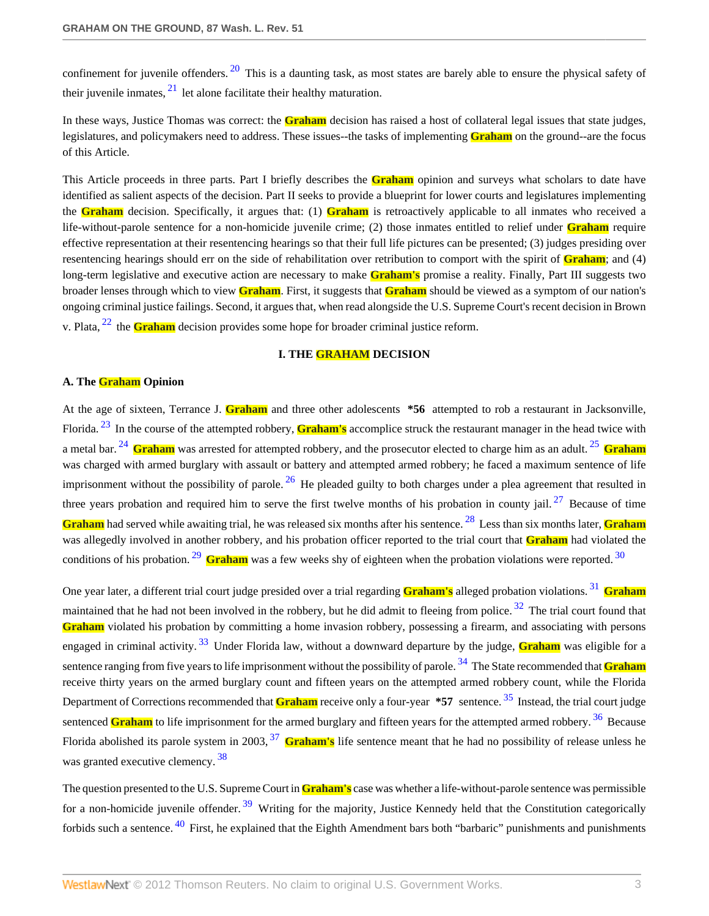confinement for juvenile offenders.[20] This is a daunting task, as most states are barely able to ensure the physical safety of their juvenile inmates,[21] let alone facilitate their healthy maturation.

In these ways, Justice Thomas was correct: the Graham decision has raised a host of collateral legal issues that state judges, legislatures, and policymakers need to address. These issues--the tasks of implementing Graham on the ground--are the focus of this Article.

This Article proceeds in three parts. Part I briefly describes the Graham opinion and surveys what scholars to date have identified as salient aspects of the decision. Part II seeks to provide a blueprint for lower courts and legislatures implementing the Graham decision. Specifically, it argues that: (1) Graham is retroactively applicable to all inmates who received a life-without-parole sentence for a non-homicide juvenile crime; (2) those inmates entitled to relief under Graham require effective representation at their resentencing hearings so that their full life pictures can be presented; (3) judges presiding over resentencing hearings should err on the side of rehabilitation over retribution to comport with the spirit of Graham; and (4) long-term legislative and executive action are necessary to make Graham's promise a reality. Finally, Part III suggests two broader lenses through which to view Graham. First, it suggests that Graham should be viewed as a symptom of our nation's ongoing criminal justice failings. Second, it argues that, when read alongside the U.S. Supreme Court's recent decision in Brown v. Plata,[22] the Graham decision provides some hope for broader criminal justice reform.

## I. THE GRAHAM DECISION

### A. The Graham Opinion

At the age of sixteen, Terrance J. Graham and three other adolescents **\*56** attempted to rob a restaurant in Jacksonville, Florida.[23] In the course of the attempted robbery, Graham's accomplice struck the restaurant manager in the head twice with a metal bar.[24] Graham was arrested for attempted robbery, and the prosecutor elected to charge him as an adult.[25] Graham was charged with armed burglary with assault or battery and attempted armed robbery; he faced a maximum sentence of life imprisonment without the possibility of parole.[26] He pleaded guilty to both charges under a plea agreement that resulted in three years probation and required him to serve the first twelve months of his probation in county jail.[27] Because of time Graham had served while awaiting trial, he was released six months after his sentence.[28] Less than six months later, Graham was allegedly involved in another robbery, and his probation officer reported to the trial court that Graham had violated the conditions of his probation.[29] Graham was a few weeks shy of eighteen when the probation violations were reported.[30]

One year later, a different trial court judge presided over a trial regarding Graham's alleged probation violations.[31] Graham maintained that he had not been involved in the robbery, but he did admit to fleeing from police.[32] The trial court found that Graham violated his probation by committing a home invasion robbery, possessing a firearm, and associating with persons engaged in criminal activity.[33] Under Florida law, without a downward departure by the judge, Graham was eligible for a sentence ranging from five years to life imprisonment without the possibility of parole.[34] The State recommended that Graham receive thirty years on the armed burglary count and fifteen years on the attempted armed robbery count, while the Florida Department of Corrections recommended that Graham receive only a four-year **\*57** sentence.[35] Instead, the trial court judge sentenced Graham to life imprisonment for the armed burglary and fifteen years for the attempted armed robbery.[36] Because Florida abolished its parole system in 2003,[37] Graham's life sentence meant that he had no possibility of release unless he was granted executive clemency.[38]

The question presented to the U.S. Supreme Court in Graham's case was whether a life-without-parole sentence was permissible for a non-homicide juvenile offender.[39] Writing for the majority, Justice Kennedy held that the Constitution categorically forbids such a sentence.[40] First, he explained that the Eighth Amendment bars both "barbaric" punishments and punishments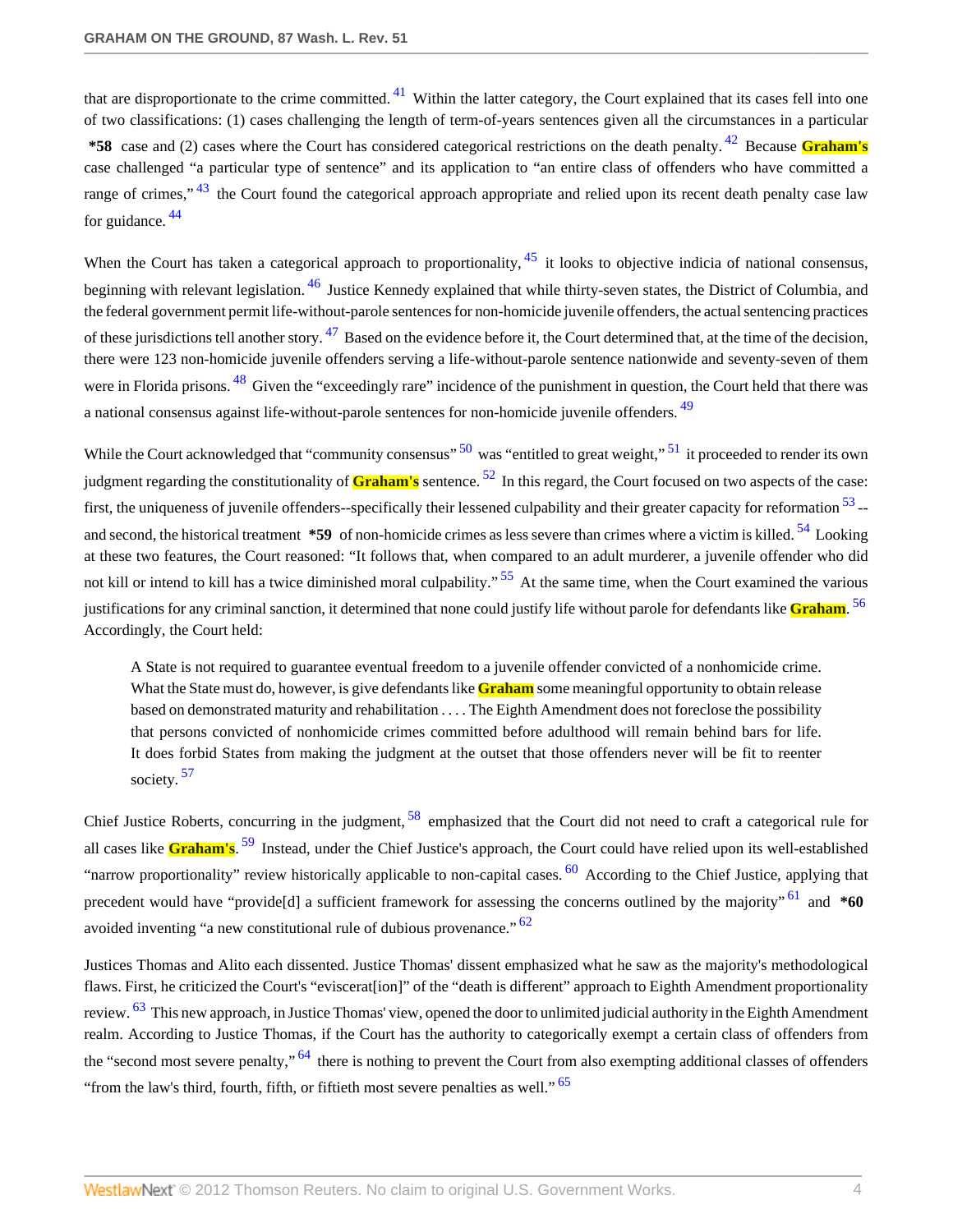that are disproportionate to the crime committed. [41] Within the latter category, the Court explained that its cases fell into one of two classifications: (1) cases challenging the length of term-of-years sentences given all the circumstances in a particular **\*58** case and (2) cases where the Court has considered categorical restrictions on the death penalty. [42] Because **Graham's** case challenged "a particular type of sentence" and its application to "an entire class of offenders who have committed a range of crimes," [43] the Court found the categorical approach appropriate and relied upon its recent death penalty case law for guidance. [44]

When the Court has taken a categorical approach to proportionality, [45] it looks to objective indicia of national consensus, beginning with relevant legislation. [46] Justice Kennedy explained that while thirty-seven states, the District of Columbia, and the federal government permit life-without-parole sentences for non-homicide juvenile offenders, the actual sentencing practices of these jurisdictions tell another story. [47] Based on the evidence before it, the Court determined that, at the time of the decision, there were 123 non-homicide juvenile offenders serving a life-without-parole sentence nationwide and seventy-seven of them were in Florida prisons. [48] Given the "exceedingly rare" incidence of the punishment in question, the Court held that there was a national consensus against life-without-parole sentences for non-homicide juvenile offenders. [49]

While the Court acknowledged that "community consensus" [50] was "entitled to great weight," [51] it proceeded to render its own judgment regarding the constitutionality of **Graham's** sentence. [52] In this regard, the Court focused on two aspects of the case: first, the uniqueness of juvenile offenders--specifically their lessened culpability and their greater capacity for reformation [53] --and second, the historical treatment **\*59** of non-homicide crimes as less severe than crimes where a victim is killed. [54] Looking at these two features, the Court reasoned: "It follows that, when compared to an adult murderer, a juvenile offender who did not kill or intend to kill has a twice diminished moral culpability." [55] At the same time, when the Court examined the various justifications for any criminal sanction, it determined that none could justify life without parole for defendants like **Graham**. [56] Accordingly, the Court held:

> A State is not required to guarantee eventual freedom to a juvenile offender convicted of a nonhomicide crime. What the State must do, however, is give defendants like **Graham** some meaningful opportunity to obtain release based on demonstrated maturity and rehabilitation . . . . The Eighth Amendment does not foreclose the possibility that persons convicted of nonhomicide crimes committed before adulthood will remain behind bars for life. It does forbid States from making the judgment at the outset that those offenders never will be fit to reenter society. [57]

Chief Justice Roberts, concurring in the judgment, [58] emphasized that the Court did not need to craft a categorical rule for all cases like **Graham's**. [59] Instead, under the Chief Justice's approach, the Court could have relied upon its well-established "narrow proportionality" review historically applicable to non-capital cases. [60] According to the Chief Justice, applying that precedent would have "provide[d] a sufficient framework for assessing the concerns outlined by the majority" [61] and **\*60** avoided inventing "a new constitutional rule of dubious provenance." [62]

Justices Thomas and Alito each dissented. Justice Thomas' dissent emphasized what he saw as the majority's methodological flaws. First, he criticized the Court's "eviscerat[ion]" of the "death is different" approach to Eighth Amendment proportionality review. [63] This new approach, in Justice Thomas' view, opened the door to unlimited judicial authority in the Eighth Amendment realm. According to Justice Thomas, if the Court has the authority to categorically exempt a certain class of offenders from the "second most severe penalty," [64] there is nothing to prevent the Court from also exempting additional classes of offenders "from the law's third, fourth, fifth, or fiftieth most severe penalties as well." [65]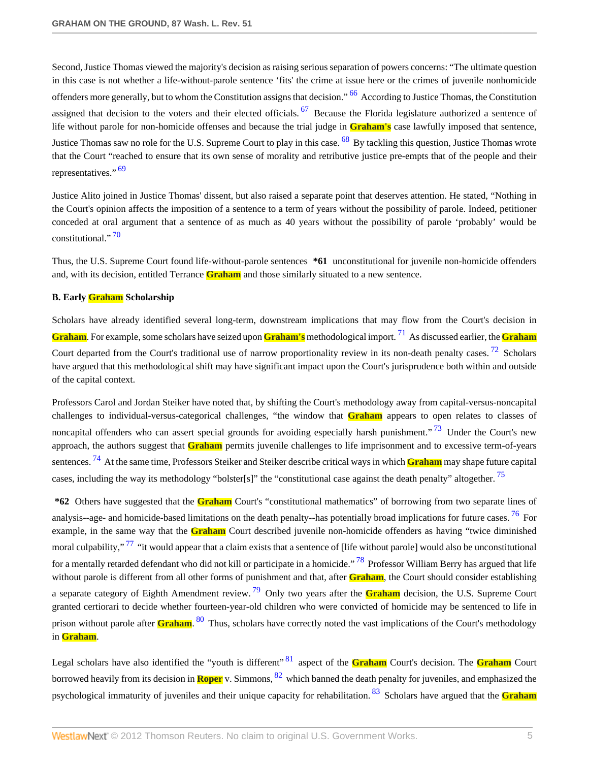Second, Justice Thomas viewed the majority's decision as raising serious separation of powers concerns: "The ultimate question in this case is not whether a life-without-parole sentence 'fits' the crime at issue here or the crimes of juvenile nonhomicide offenders more generally, but to whom the Constitution assigns that decision." [66] According to Justice Thomas, the Constitution assigned that decision to the voters and their elected officials. [67] Because the Florida legislature authorized a sentence of life without parole for non-homicide offenses and because the trial judge in **Graham's** case lawfully imposed that sentence, Justice Thomas saw no role for the U.S. Supreme Court to play in this case. [68] By tackling this question, Justice Thomas wrote that the Court "reached to ensure that its own sense of morality and retributive justice pre-empts that of the people and their representatives." [69]

Justice Alito joined in Justice Thomas' dissent, but also raised a separate point that deserves attention. He stated, "Nothing in the Court's opinion affects the imposition of a sentence to a term of years without the possibility of parole. Indeed, petitioner conceded at oral argument that a sentence of as much as 40 years without the possibility of parole 'probably' would be constitutional." [70]

Thus, the U.S. Supreme Court found life-without-parole sentences **\*61** unconstitutional for juvenile non-homicide offenders and, with its decision, entitled Terrance **Graham** and those similarly situated to a new sentence.

### B. Early Graham Scholarship

Scholars have already identified several long-term, downstream implications that may flow from the Court's decision in **Graham**. For example, some scholars have seized upon **Graham's** methodological import. [71] As discussed earlier, the **Graham** Court departed from the Court's traditional use of narrow proportionality review in its non-death penalty cases. [72] Scholars have argued that this methodological shift may have significant impact upon the Court's jurisprudence both within and outside of the capital context.

Professors Carol and Jordan Steiker have noted that, by shifting the Court's methodology away from capital-versus-noncapital challenges to individual-versus-categorical challenges, "the window that **Graham** appears to open relates to classes of noncapital offenders who can assert special grounds for avoiding especially harsh punishment." [73] Under the Court's new approach, the authors suggest that **Graham** permits juvenile challenges to life imprisonment and to excessive term-of-years sentences. [74] At the same time, Professors Steiker and Steiker describe critical ways in which **Graham** may shape future capital cases, including the way its methodology "bolster[s]" the "constitutional case against the death penalty" altogether. [75]

**\*62** Others have suggested that the **Graham** Court's "constitutional mathematics" of borrowing from two separate lines of analysis--age- and homicide-based limitations on the death penalty--has potentially broad implications for future cases. [76] For example, in the same way that the **Graham** Court described juvenile non-homicide offenders as having "twice diminished moral culpability," [77] "it would appear that a claim exists that a sentence of [life without parole] would also be unconstitutional for a mentally retarded defendant who did not kill or participate in a homicide." [78] Professor William Berry has argued that life without parole is different from all other forms of punishment and that, after **Graham**, the Court should consider establishing a separate category of Eighth Amendment review. [79] Only two years after the **Graham** decision, the U.S. Supreme Court granted certiorari to decide whether fourteen-year-old children who were convicted of homicide may be sentenced to life in prison without parole after **Graham**. [80] Thus, scholars have correctly noted the vast implications of the Court's methodology in **Graham**.

Legal scholars have also identified the "youth is different" [81] aspect of the **Graham** Court's decision. The **Graham** Court borrowed heavily from its decision in **Roper** v. Simmons, [82] which banned the death penalty for juveniles, and emphasized the psychological immaturity of juveniles and their unique capacity for rehabilitation. [83] Scholars have argued that the **Graham**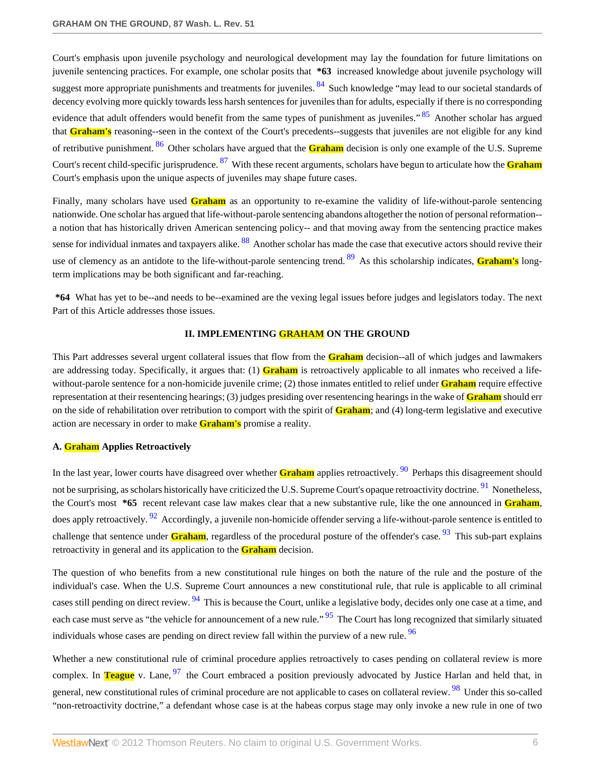Court's emphasis upon juvenile psychology and neurological development may lay the foundation for future limitations on juvenile sentencing practices. For example, one scholar posits that **\*63** increased knowledge about juvenile psychology will suggest more appropriate punishments and treatments for juveniles. [84] Such knowledge "may lead to our societal standards of decency evolving more quickly towards less harsh sentences for juveniles than for adults, especially if there is no corresponding evidence that adult offenders would benefit from the same types of punishment as juveniles." [85] Another scholar has argued that **Graham's** reasoning--seen in the context of the Court's precedents--suggests that juveniles are not eligible for any kind of retributive punishment. [86] Other scholars have argued that the **Graham** decision is only one example of the U.S. Supreme Court's recent child-specific jurisprudence. [87] With these recent arguments, scholars have begun to articulate how the **Graham** Court's emphasis upon the unique aspects of juveniles may shape future cases.

Finally, many scholars have used **Graham** as an opportunity to re-examine the validity of life-without-parole sentencing nationwide. One scholar has argued that life-without-parole sentencing abandons altogether the notion of personal reformation--a notion that has historically driven American sentencing policy-- and that moving away from the sentencing practice makes sense for individual inmates and taxpayers alike. [88] Another scholar has made the case that executive actors should revive their use of clemency as an antidote to the life-without-parole sentencing trend. [89] As this scholarship indicates, **Graham's** long-term implications may be both significant and far-reaching.

**\*64** What has yet to be--and needs to be--examined are the vexing legal issues before judges and legislators today. The next Part of this Article addresses those issues.

## II. IMPLEMENTING GRAHAM ON THE GROUND

This Part addresses several urgent collateral issues that flow from the **Graham** decision--all of which judges and lawmakers are addressing today. Specifically, it argues that: (1) **Graham** is retroactively applicable to all inmates who received a life-without-parole sentence for a non-homicide juvenile crime; (2) those inmates entitled to relief under **Graham** require effective representation at their resentencing hearings; (3) judges presiding over resentencing hearings in the wake of **Graham** should err on the side of rehabilitation over retribution to comport with the spirit of **Graham**; and (4) long-term legislative and executive action are necessary in order to make **Graham's** promise a reality.

### A. Graham Applies Retroactively

In the last year, lower courts have disagreed over whether **Graham** applies retroactively. [90] Perhaps this disagreement should not be surprising, as scholars historically have criticized the U.S. Supreme Court's opaque retroactivity doctrine. [91] Nonetheless, the Court's most **\*65** recent relevant case law makes clear that a new substantive rule, like the one announced in **Graham**, does apply retroactively. [92] Accordingly, a juvenile non-homicide offender serving a life-without-parole sentence is entitled to challenge that sentence under **Graham**, regardless of the procedural posture of the offender's case. [93] This sub-part explains retroactivity in general and its application to the **Graham** decision.

The question of who benefits from a new constitutional rule hinges on both the nature of the rule and the posture of the individual's case. When the U.S. Supreme Court announces a new constitutional rule, that rule is applicable to all criminal cases still pending on direct review. [94] This is because the Court, unlike a legislative body, decides only one case at a time, and each case must serve as "the vehicle for announcement of a new rule." [95] The Court has long recognized that similarly situated individuals whose cases are pending on direct review fall within the purview of a new rule. [96]

Whether a new constitutional rule of criminal procedure applies retroactively to cases pending on collateral review is more complex. In **Teague** v. Lane, [97] the Court embraced a position previously advocated by Justice Harlan and held that, in general, new constitutional rules of criminal procedure are not applicable to cases on collateral review. [98] Under this so-called "non-retroactivity doctrine," a defendant whose case is at the habeas corpus stage may only invoke a new rule in one of two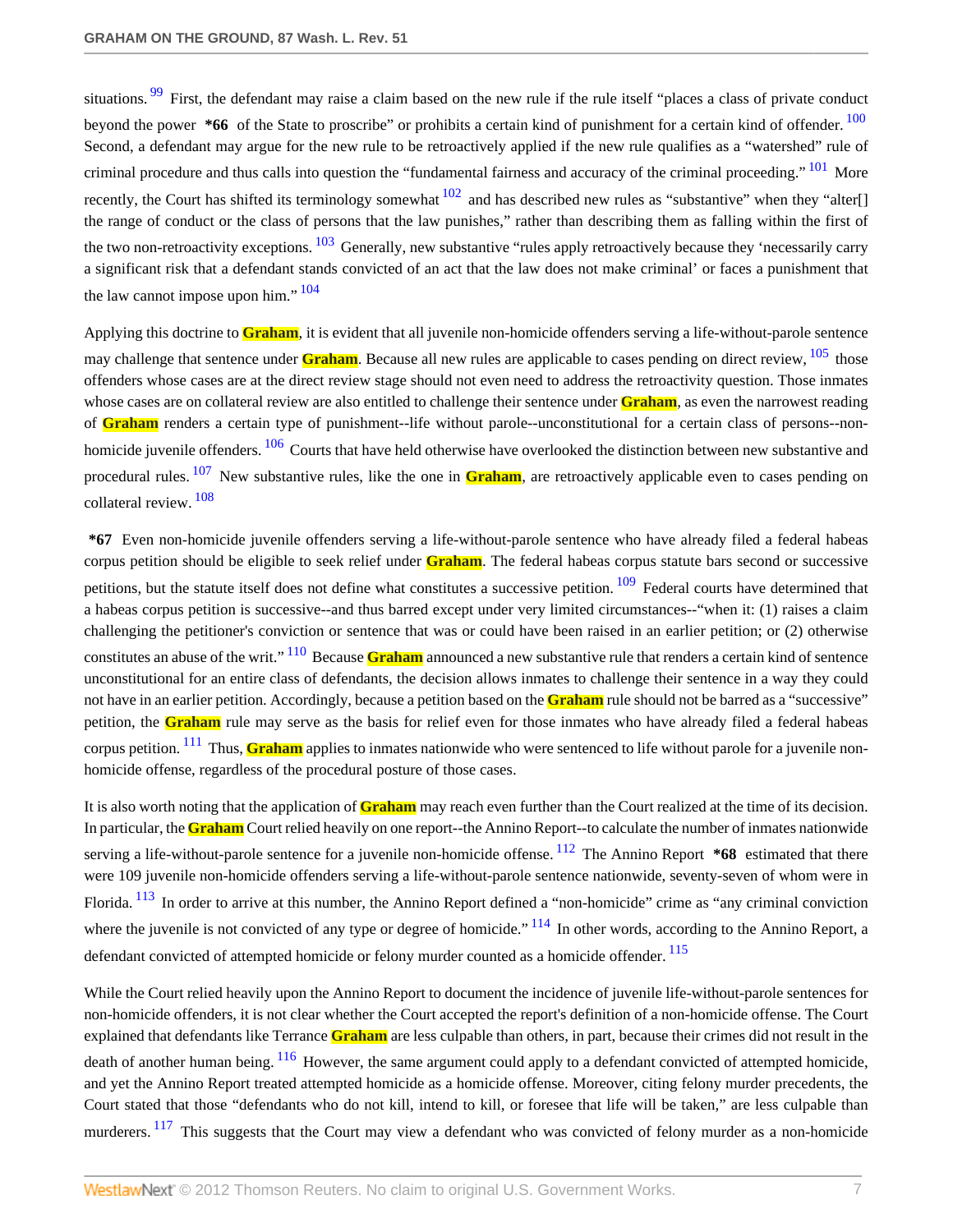situations.[99] First, the defendant may raise a claim based on the new rule if the rule itself "places a class of private conduct beyond the power **\*66** of the State to proscribe" or prohibits a certain kind of punishment for a certain kind of offender.[100] Second, a defendant may argue for the new rule to be retroactively applied if the new rule qualifies as a "watershed" rule of criminal procedure and thus calls into question the "fundamental fairness and accuracy of the criminal proceeding."[101] More recently, the Court has shifted its terminology somewhat[102] and has described new rules as "substantive" when they "alter[] the range of conduct or the class of persons that the law punishes," rather than describing them as falling within the first of the two non-retroactivity exceptions.[103] Generally, new substantive "rules apply retroactively because they 'necessarily carry a significant risk that a defendant stands convicted of an act that the law does not make criminal' or faces a punishment that the law cannot impose upon him."[104]

Applying this doctrine to **Graham**, it is evident that all juvenile non-homicide offenders serving a life-without-parole sentence may challenge that sentence under **Graham**. Because all new rules are applicable to cases pending on direct review,[105] those offenders whose cases are at the direct review stage should not even need to address the retroactivity question. Those inmates whose cases are on collateral review are also entitled to challenge their sentence under **Graham**, as even the narrowest reading of **Graham** renders a certain type of punishment--life without parole--unconstitutional for a certain class of persons--non-homicide juvenile offenders.[106] Courts that have held otherwise have overlooked the distinction between new substantive and procedural rules.[107] New substantive rules, like the one in **Graham**, are retroactively applicable even to cases pending on collateral review.[108]

**\*67** Even non-homicide juvenile offenders serving a life-without-parole sentence who have already filed a federal habeas corpus petition should be eligible to seek relief under **Graham**. The federal habeas corpus statute bars second or successive petitions, but the statute itself does not define what constitutes a successive petition.[109] Federal courts have determined that a habeas corpus petition is successive--and thus barred except under very limited circumstances--"when it: (1) raises a claim challenging the petitioner's conviction or sentence that was or could have been raised in an earlier petition; or (2) otherwise constitutes an abuse of the writ."[110] Because **Graham** announced a new substantive rule that renders a certain kind of sentence unconstitutional for an entire class of defendants, the decision allows inmates to challenge their sentence in a way they could not have in an earlier petition. Accordingly, because a petition based on the **Graham** rule should not be barred as a "successive" petition, the **Graham** rule may serve as the basis for relief even for those inmates who have already filed a federal habeas corpus petition.[111] Thus, **Graham** applies to inmates nationwide who were sentenced to life without parole for a juvenile non-homicide offense, regardless of the procedural posture of those cases.

It is also worth noting that the application of **Graham** may reach even further than the Court realized at the time of its decision. In particular, the **Graham** Court relied heavily on one report--the Annino Report--to calculate the number of inmates nationwide serving a life-without-parole sentence for a juvenile non-homicide offense.[112] The Annino Report **\*68** estimated that there were 109 juvenile non-homicide offenders serving a life-without-parole sentence nationwide, seventy-seven of whom were in Florida.[113] In order to arrive at this number, the Annino Report defined a "non-homicide" crime as "any criminal conviction where the juvenile is not convicted of any type or degree of homicide."[114] In other words, according to the Annino Report, a defendant convicted of attempted homicide or felony murder counted as a homicide offender.[115]

While the Court relied heavily upon the Annino Report to document the incidence of juvenile life-without-parole sentences for non-homicide offenders, it is not clear whether the Court accepted the report's definition of a non-homicide offense. The Court explained that defendants like Terrance **Graham** are less culpable than others, in part, because their crimes did not result in the death of another human being.[116] However, the same argument could apply to a defendant convicted of attempted homicide, and yet the Annino Report treated attempted homicide as a homicide offense. Moreover, citing felony murder precedents, the Court stated that those "defendants who do not kill, intend to kill, or foresee that life will be taken," are less culpable than murderers.[117] This suggests that the Court may view a defendant who was convicted of felony murder as a non-homicide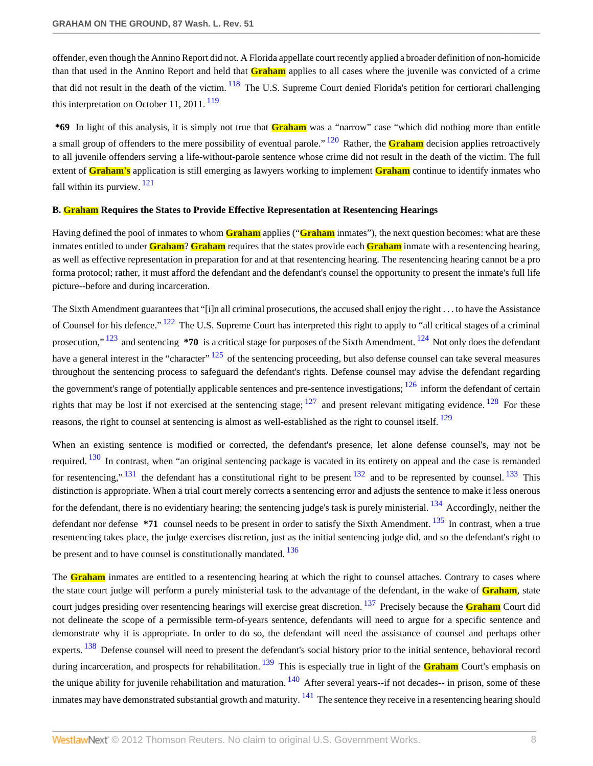offender, even though the Annino Report did not. A Florida appellate court recently applied a broader definition of non-homicide than that used in the Annino Report and held that **Graham** applies to all cases where the juvenile was convicted of a crime that did not result in the death of the victim. [118] The U.S. Supreme Court denied Florida's petition for certiorari challenging this interpretation on October 11, 2011. [119]

**\*69** In light of this analysis, it is simply not true that **Graham** was a "narrow" case "which did nothing more than entitle a small group of offenders to the mere possibility of eventual parole." [120] Rather, the **Graham** decision applies retroactively to all juvenile offenders serving a life-without-parole sentence whose crime did not result in the death of the victim. The full extent of **Graham's** application is still emerging as lawyers working to implement **Graham** continue to identify inmates who fall within its purview. [121]

### B. Graham Requires the States to Provide Effective Representation at Resentencing Hearings

Having defined the pool of inmates to whom **Graham** applies ("**Graham** inmates"), the next question becomes: what are these inmates entitled to under **Graham**? **Graham** requires that the states provide each **Graham** inmate with a resentencing hearing, as well as effective representation in preparation for and at that resentencing hearing. The resentencing hearing cannot be a pro forma protocol; rather, it must afford the defendant and the defendant's counsel the opportunity to present the inmate's full life picture--before and during incarceration.

The Sixth Amendment guarantees that "[i]n all criminal prosecutions, the accused shall enjoy the right . . . to have the Assistance of Counsel for his defence." [122] The U.S. Supreme Court has interpreted this right to apply to "all critical stages of a criminal prosecution," [123] and sentencing **\*70** is a critical stage for purposes of the Sixth Amendment. [124] Not only does the defendant have a general interest in the "character" [125] of the sentencing proceeding, but also defense counsel can take several measures throughout the sentencing process to safeguard the defendant's rights. Defense counsel may advise the defendant regarding the government's range of potentially applicable sentences and pre-sentence investigations; [126] inform the defendant of certain rights that may be lost if not exercised at the sentencing stage; [127] and present relevant mitigating evidence. [128] For these reasons, the right to counsel at sentencing is almost as well-established as the right to counsel itself. [129]

When an existing sentence is modified or corrected, the defendant's presence, let alone defense counsel's, may not be required. [130] In contrast, when "an original sentencing package is vacated in its entirety on appeal and the case is remanded for resentencing," [131] the defendant has a constitutional right to be present [132] and to be represented by counsel. [133] This distinction is appropriate. When a trial court merely corrects a sentencing error and adjusts the sentence to make it less onerous for the defendant, there is no evidentiary hearing; the sentencing judge's task is purely ministerial. [134] Accordingly, neither the defendant nor defense **\*71** counsel needs to be present in order to satisfy the Sixth Amendment. [135] In contrast, when a true resentencing takes place, the judge exercises discretion, just as the initial sentencing judge did, and so the defendant's right to be present and to have counsel is constitutionally mandated. [136]

The **Graham** inmates are entitled to a resentencing hearing at which the right to counsel attaches. Contrary to cases where the state court judge will perform a purely ministerial task to the advantage of the defendant, in the wake of **Graham**, state court judges presiding over resentencing hearings will exercise great discretion. [137] Precisely because the **Graham** Court did not delineate the scope of a permissible term-of-years sentence, defendants will need to argue for a specific sentence and demonstrate why it is appropriate. In order to do so, the defendant will need the assistance of counsel and perhaps other experts. [138] Defense counsel will need to present the defendant's social history prior to the initial sentence, behavioral record during incarceration, and prospects for rehabilitation. [139] This is especially true in light of the **Graham** Court's emphasis on the unique ability for juvenile rehabilitation and maturation. [140] After several years--if not decades-- in prison, some of these inmates may have demonstrated substantial growth and maturity. [141] The sentence they receive in a resentencing hearing should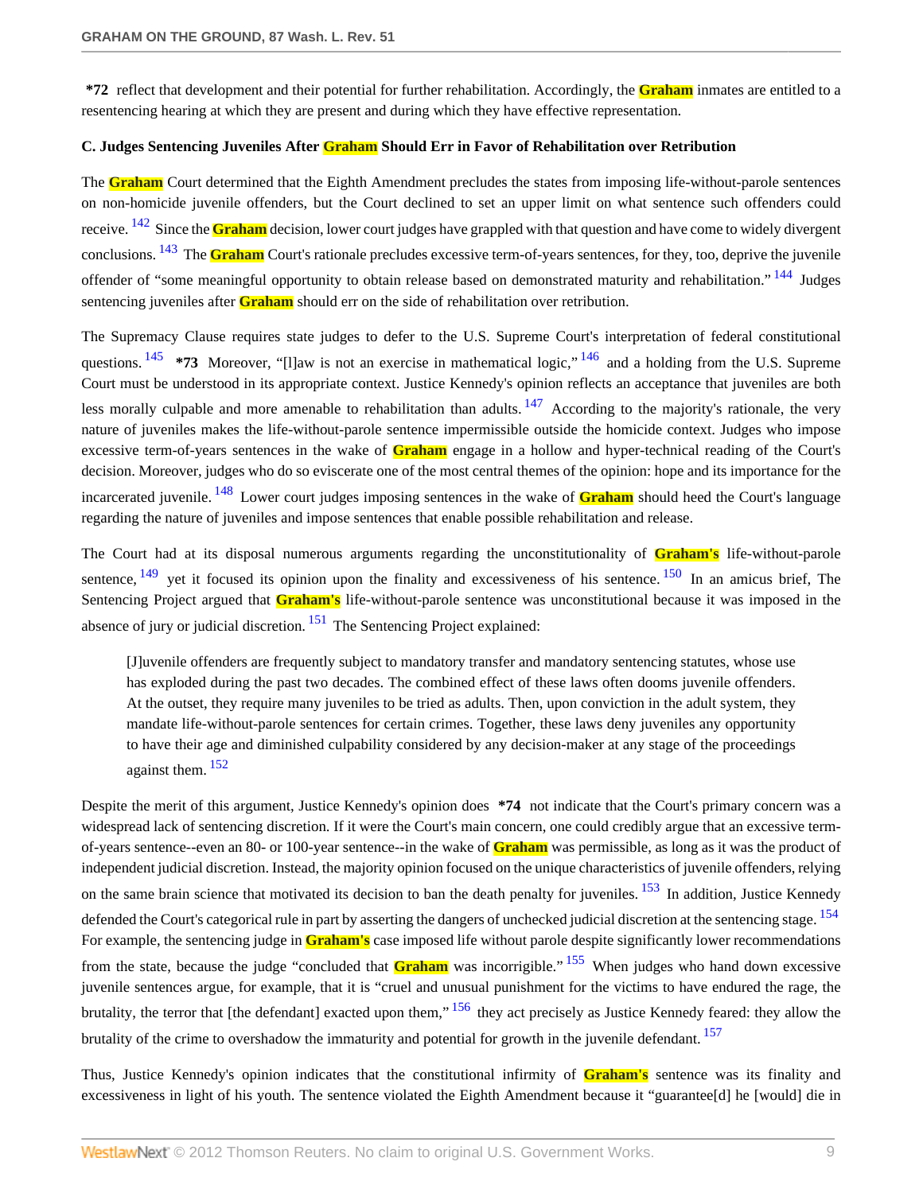**\*72** reflect that development and their potential for further rehabilitation. Accordingly, the Graham inmates are entitled to a resentencing hearing at which they are present and during which they have effective representation.

### C. Judges Sentencing Juveniles After Graham Should Err in Favor of Rehabilitation over Retribution

The Graham Court determined that the Eighth Amendment precludes the states from imposing life-without-parole sentences on non-homicide juvenile offenders, but the Court declined to set an upper limit on what sentence such offenders could receive. [142] Since the Graham decision, lower court judges have grappled with that question and have come to widely divergent conclusions. [143] The Graham Court's rationale precludes excessive term-of-years sentences, for they, too, deprive the juvenile offender of "some meaningful opportunity to obtain release based on demonstrated maturity and rehabilitation." [144] Judges sentencing juveniles after Graham should err on the side of rehabilitation over retribution.

The Supremacy Clause requires state judges to defer to the U.S. Supreme Court's interpretation of federal constitutional questions. [145] **\*73** Moreover, "[l]aw is not an exercise in mathematical logic," [146] and a holding from the U.S. Supreme Court must be understood in its appropriate context. Justice Kennedy's opinion reflects an acceptance that juveniles are both less morally culpable and more amenable to rehabilitation than adults. [147] According to the majority's rationale, the very nature of juveniles makes the life-without-parole sentence impermissible outside the homicide context. Judges who impose excessive term-of-years sentences in the wake of Graham engage in a hollow and hyper-technical reading of the Court's decision. Moreover, judges who do so eviscerate one of the most central themes of the opinion: hope and its importance for the incarcerated juvenile. [148] Lower court judges imposing sentences in the wake of Graham should heed the Court's language regarding the nature of juveniles and impose sentences that enable possible rehabilitation and release.

The Court had at its disposal numerous arguments regarding the unconstitutionality of Graham's life-without-parole sentence, [149] yet it focused its opinion upon the finality and excessiveness of his sentence. [150] In an amicus brief, The Sentencing Project argued that Graham's life-without-parole sentence was unconstitutional because it was imposed in the absence of jury or judicial discretion. [151] The Sentencing Project explained:

> [J]uvenile offenders are frequently subject to mandatory transfer and mandatory sentencing statutes, whose use has exploded during the past two decades. The combined effect of these laws often dooms juvenile offenders. At the outset, they require many juveniles to be tried as adults. Then, upon conviction in the adult system, they mandate life-without-parole sentences for certain crimes. Together, these laws deny juveniles any opportunity to have their age and diminished culpability considered by any decision-maker at any stage of the proceedings against them. [152]

Despite the merit of this argument, Justice Kennedy's opinion does **\*74** not indicate that the Court's primary concern was a widespread lack of sentencing discretion. If it were the Court's main concern, one could credibly argue that an excessive term-of-years sentence--even an 80- or 100-year sentence--in the wake of Graham was permissible, as long as it was the product of independent judicial discretion. Instead, the majority opinion focused on the unique characteristics of juvenile offenders, relying on the same brain science that motivated its decision to ban the death penalty for juveniles. [153] In addition, Justice Kennedy defended the Court's categorical rule in part by asserting the dangers of unchecked judicial discretion at the sentencing stage. [154] For example, the sentencing judge in Graham's case imposed life without parole despite significantly lower recommendations from the state, because the judge "concluded that Graham was incorrigible." [155] When judges who hand down excessive juvenile sentences argue, for example, that it is "cruel and unusual punishment for the victims to have endured the rage, the brutality, the terror that [the defendant] exacted upon them," [156] they act precisely as Justice Kennedy feared: they allow the brutality of the crime to overshadow the immaturity and potential for growth in the juvenile defendant. [157]

Thus, Justice Kennedy's opinion indicates that the constitutional infirmity of Graham's sentence was its finality and excessiveness in light of his youth. The sentence violated the Eighth Amendment because it "guarantee[d] he [would] die in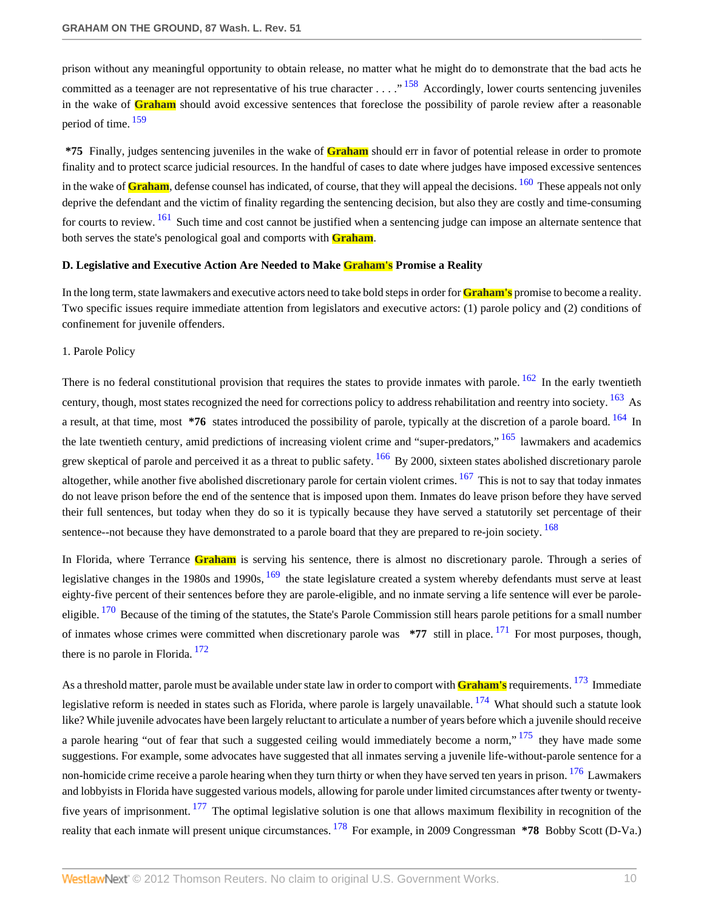prison without any meaningful opportunity to obtain release, no matter what he might do to demonstrate that the bad acts he committed as a teenager are not representative of his true character . . . ."[158] Accordingly, lower courts sentencing juveniles in the wake of **Graham** should avoid excessive sentences that foreclose the possibility of parole review after a reasonable period of time.[159]

**\*75** Finally, judges sentencing juveniles in the wake of **Graham** should err in favor of potential release in order to promote finality and to protect scarce judicial resources. In the handful of cases to date where judges have imposed excessive sentences in the wake of **Graham**, defense counsel has indicated, of course, that they will appeal the decisions.[160] These appeals not only deprive the defendant and the victim of finality regarding the sentencing decision, but also they are costly and time-consuming for courts to review.[161] Such time and cost cannot be justified when a sentencing judge can impose an alternate sentence that both serves the state's penological goal and comports with **Graham**.

**D. Legislative and Executive Action Are Needed to Make Graham's Promise a Reality**

In the long term, state lawmakers and executive actors need to take bold steps in order for **Graham's** promise to become a reality. Two specific issues require immediate attention from legislators and executive actors: (1) parole policy and (2) conditions of confinement for juvenile offenders.

1. Parole Policy

There is no federal constitutional provision that requires the states to provide inmates with parole.[162] In the early twentieth century, though, most states recognized the need for corrections policy to address rehabilitation and reentry into society.[163] As a result, at that time, most **\*76** states introduced the possibility of parole, typically at the discretion of a parole board.[164] In the late twentieth century, amid predictions of increasing violent crime and "super-predators,"[165] lawmakers and academics grew skeptical of parole and perceived it as a threat to public safety.[166] By 2000, sixteen states abolished discretionary parole altogether, while another five abolished discretionary parole for certain violent crimes.[167] This is not to say that today inmates do not leave prison before the end of the sentence that is imposed upon them. Inmates do leave prison before they have served their full sentences, but today when they do so it is typically because they have served a statutorily set percentage of their sentence--not because they have demonstrated to a parole board that they are prepared to re-join society.[168]

In Florida, where Terrance **Graham** is serving his sentence, there is almost no discretionary parole. Through a series of legislative changes in the 1980s and 1990s,[169] the state legislature created a system whereby defendants must serve at least eighty-five percent of their sentences before they are parole-eligible, and no inmate serving a life sentence will ever be parole-eligible.[170] Because of the timing of the statutes, the State's Parole Commission still hears parole petitions for a small number of inmates whose crimes were committed when discretionary parole was **\*77** still in place.[171] For most purposes, though, there is no parole in Florida.[172]

As a threshold matter, parole must be available under state law in order to comport with **Graham's** requirements.[173] Immediate legislative reform is needed in states such as Florida, where parole is largely unavailable.[174] What should such a statute look like? While juvenile advocates have been largely reluctant to articulate a number of years before which a juvenile should receive a parole hearing "out of fear that such a suggested ceiling would immediately become a norm,"[175] they have made some suggestions. For example, some advocates have suggested that all inmates serving a juvenile life-without-parole sentence for a non-homicide crime receive a parole hearing when they turn thirty or when they have served ten years in prison.[176] Lawmakers and lobbyists in Florida have suggested various models, allowing for parole under limited circumstances after twenty or twenty-five years of imprisonment.[177] The optimal legislative solution is one that allows maximum flexibility in recognition of the reality that each inmate will present unique circumstances.[178] For example, in 2009 Congressman **\*78** Bobby Scott (D-Va.)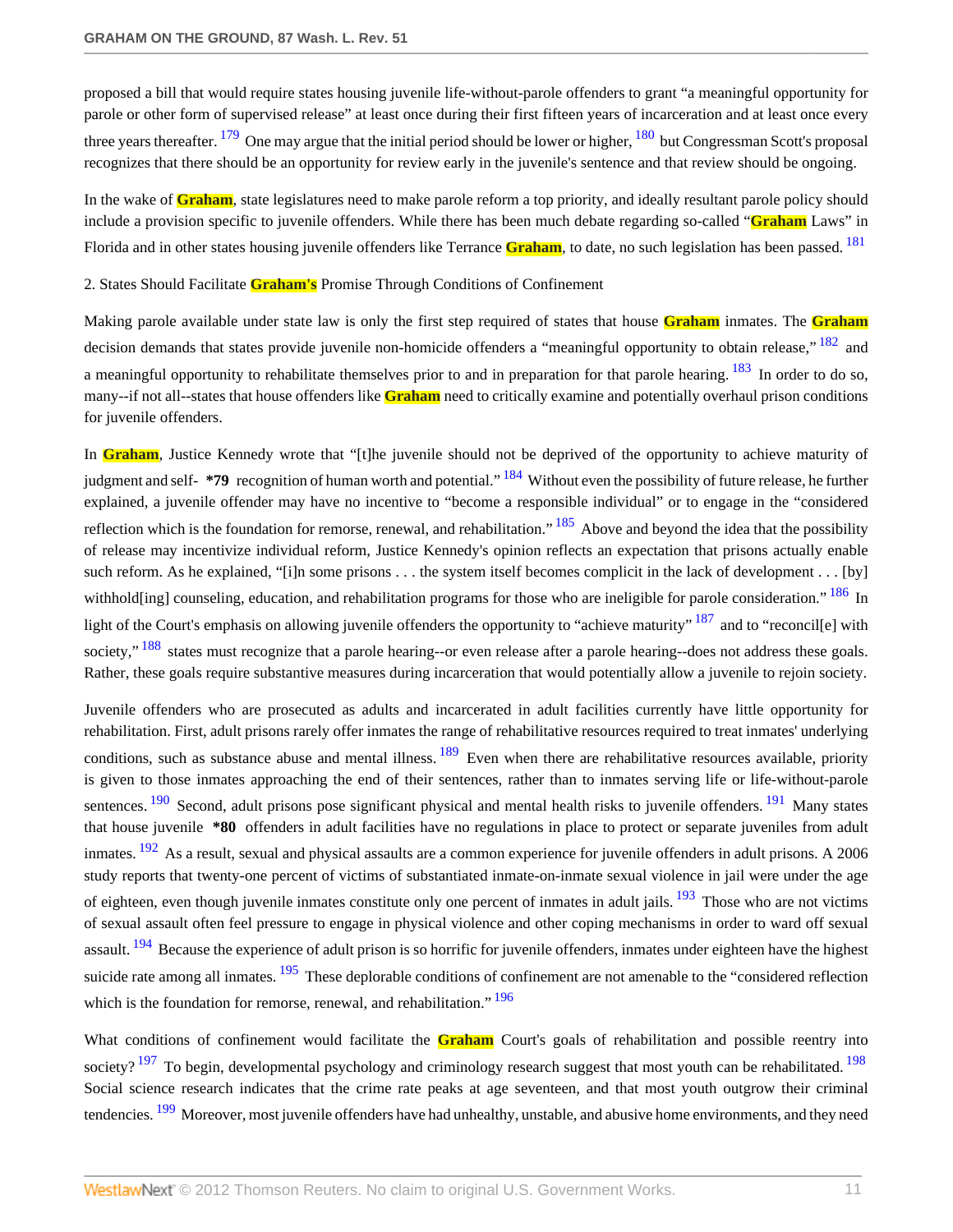proposed a bill that would require states housing juvenile life-without-parole offenders to grant "a meaningful opportunity for parole or other form of supervised release" at least once during their first fifteen years of incarceration and at least once every three years thereafter. [179] One may argue that the initial period should be lower or higher, [180] but Congressman Scott's proposal recognizes that there should be an opportunity for review early in the juvenile's sentence and that review should be ongoing.

In the wake of Graham, state legislatures need to make parole reform a top priority, and ideally resultant parole policy should include a provision specific to juvenile offenders. While there has been much debate regarding so-called "Graham Laws" in Florida and in other states housing juvenile offenders like Terrance Graham, to date, no such legislation has been passed. [181]

2. States Should Facilitate Graham's Promise Through Conditions of Confinement

Making parole available under state law is only the first step required of states that house Graham inmates. The Graham decision demands that states provide juvenile non-homicide offenders a "meaningful opportunity to obtain release," [182] and a meaningful opportunity to rehabilitate themselves prior to and in preparation for that parole hearing. [183] In order to do so, many--if not all--states that house offenders like Graham need to critically examine and potentially overhaul prison conditions for juvenile offenders.

In Graham, Justice Kennedy wrote that "[t]he juvenile should not be deprived of the opportunity to achieve maturity of judgment and self- **\*79** recognition of human worth and potential." [184] Without even the possibility of future release, he further explained, a juvenile offender may have no incentive to "become a responsible individual" or to engage in the "considered reflection which is the foundation for remorse, renewal, and rehabilitation." [185] Above and beyond the idea that the possibility of release may incentivize individual reform, Justice Kennedy's opinion reflects an expectation that prisons actually enable such reform. As he explained, "[i]n some prisons . . . the system itself becomes complicit in the lack of development . . . [by] withhold[ing] counseling, education, and rehabilitation programs for those who are ineligible for parole consideration." [186] In light of the Court's emphasis on allowing juvenile offenders the opportunity to "achieve maturity" [187] and to "reconcil[e] with society," [188] states must recognize that a parole hearing--or even release after a parole hearing--does not address these goals. Rather, these goals require substantive measures during incarceration that would potentially allow a juvenile to rejoin society.

Juvenile offenders who are prosecuted as adults and incarcerated in adult facilities currently have little opportunity for rehabilitation. First, adult prisons rarely offer inmates the range of rehabilitative resources required to treat inmates' underlying conditions, such as substance abuse and mental illness. [189] Even when there are rehabilitative resources available, priority is given to those inmates approaching the end of their sentences, rather than to inmates serving life or life-without-parole sentences. [190] Second, adult prisons pose significant physical and mental health risks to juvenile offenders. [191] Many states that house juvenile **\*80** offenders in adult facilities have no regulations in place to protect or separate juveniles from adult inmates. [192] As a result, sexual and physical assaults are a common experience for juvenile offenders in adult prisons. A 2006 study reports that twenty-one percent of victims of substantiated inmate-on-inmate sexual violence in jail were under the age of eighteen, even though juvenile inmates constitute only one percent of inmates in adult jails. [193] Those who are not victims of sexual assault often feel pressure to engage in physical violence and other coping mechanisms in order to ward off sexual assault. [194] Because the experience of adult prison is so horrific for juvenile offenders, inmates under eighteen have the highest suicide rate among all inmates. [195] These deplorable conditions of confinement are not amenable to the "considered reflection which is the foundation for remorse, renewal, and rehabilitation." [196]

What conditions of confinement would facilitate the Graham Court's goals of rehabilitation and possible reentry into society? [197] To begin, developmental psychology and criminology research suggest that most youth can be rehabilitated. [198] Social science research indicates that the crime rate peaks at age seventeen, and that most youth outgrow their criminal tendencies. [199] Moreover, most juvenile offenders have had unhealthy, unstable, and abusive home environments, and they need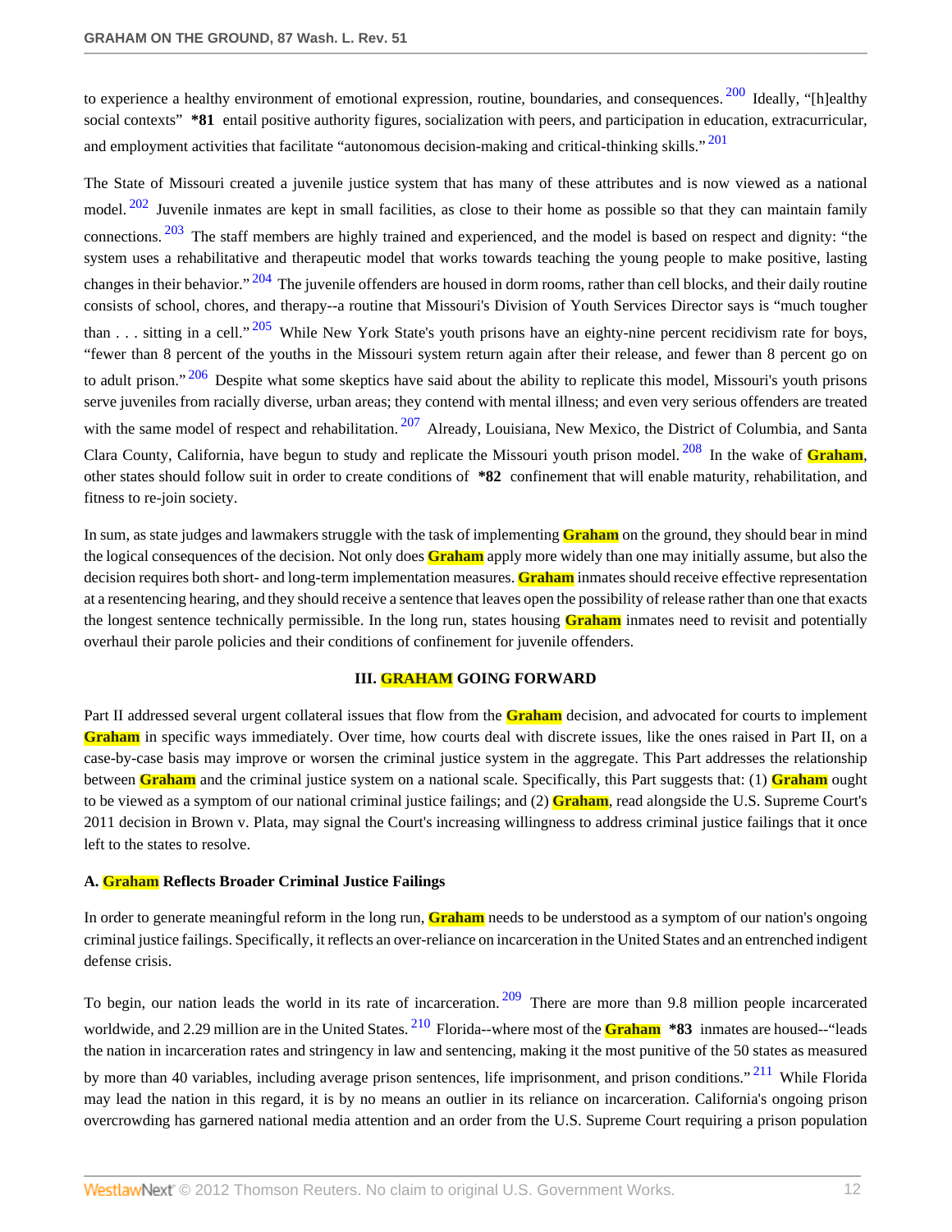to experience a healthy environment of emotional expression, routine, boundaries, and consequences.[200] Ideally, "[h]ealthy social contexts" **\*81** entail positive authority figures, socialization with peers, and participation in education, extracurricular, and employment activities that facilitate "autonomous decision-making and critical-thinking skills."[201]

The State of Missouri created a juvenile justice system that has many of these attributes and is now viewed as a national model.[202] Juvenile inmates are kept in small facilities, as close to their home as possible so that they can maintain family connections.[203] The staff members are highly trained and experienced, and the model is based on respect and dignity: "the system uses a rehabilitative and therapeutic model that works towards teaching the young people to make positive, lasting changes in their behavior."[204] The juvenile offenders are housed in dorm rooms, rather than cell blocks, and their daily routine consists of school, chores, and therapy--a routine that Missouri's Division of Youth Services Director says is "much tougher than . . . sitting in a cell."[205] While New York State's youth prisons have an eighty-nine percent recidivism rate for boys, "fewer than 8 percent of the youths in the Missouri system return again after their release, and fewer than 8 percent go on to adult prison."[206] Despite what some skeptics have said about the ability to replicate this model, Missouri's youth prisons serve juveniles from racially diverse, urban areas; they contend with mental illness; and even very serious offenders are treated with the same model of respect and rehabilitation.[207] Already, Louisiana, New Mexico, the District of Columbia, and Santa Clara County, California, have begun to study and replicate the Missouri youth prison model.[208] In the wake of **Graham**, other states should follow suit in order to create conditions of **\*82** confinement that will enable maturity, rehabilitation, and fitness to re-join society.

In sum, as state judges and lawmakers struggle with the task of implementing **Graham** on the ground, they should bear in mind the logical consequences of the decision. Not only does **Graham** apply more widely than one may initially assume, but also the decision requires both short- and long-term implementation measures. **Graham** inmates should receive effective representation at a resentencing hearing, and they should receive a sentence that leaves open the possibility of release rather than one that exacts the longest sentence technically permissible. In the long run, states housing **Graham** inmates need to revisit and potentially overhaul their parole policies and their conditions of confinement for juvenile offenders.

## III. GRAHAM GOING FORWARD

Part II addressed several urgent collateral issues that flow from the **Graham** decision, and advocated for courts to implement **Graham** in specific ways immediately. Over time, how courts deal with discrete issues, like the ones raised in Part II, on a case-by-case basis may improve or worsen the criminal justice system in the aggregate. This Part addresses the relationship between **Graham** and the criminal justice system on a national scale. Specifically, this Part suggests that: (1) **Graham** ought to be viewed as a symptom of our national criminal justice failings; and (2) **Graham**, read alongside the U.S. Supreme Court's 2011 decision in Brown v. Plata, may signal the Court's increasing willingness to address criminal justice failings that it once left to the states to resolve.

### A. Graham Reflects Broader Criminal Justice Failings

In order to generate meaningful reform in the long run, **Graham** needs to be understood as a symptom of our nation's ongoing criminal justice failings. Specifically, it reflects an over-reliance on incarceration in the United States and an entrenched indigent defense crisis.

To begin, our nation leads the world in its rate of incarceration.[209] There are more than 9.8 million people incarcerated worldwide, and 2.29 million are in the United States.[210] Florida--where most of the **Graham** **\*83** inmates are housed--"leads the nation in incarceration rates and stringency in law and sentencing, making it the most punitive of the 50 states as measured by more than 40 variables, including average prison sentences, life imprisonment, and prison conditions."[211] While Florida may lead the nation in this regard, it is by no means an outlier in its reliance on incarceration. California's ongoing prison overcrowding has garnered national media attention and an order from the U.S. Supreme Court requiring a prison population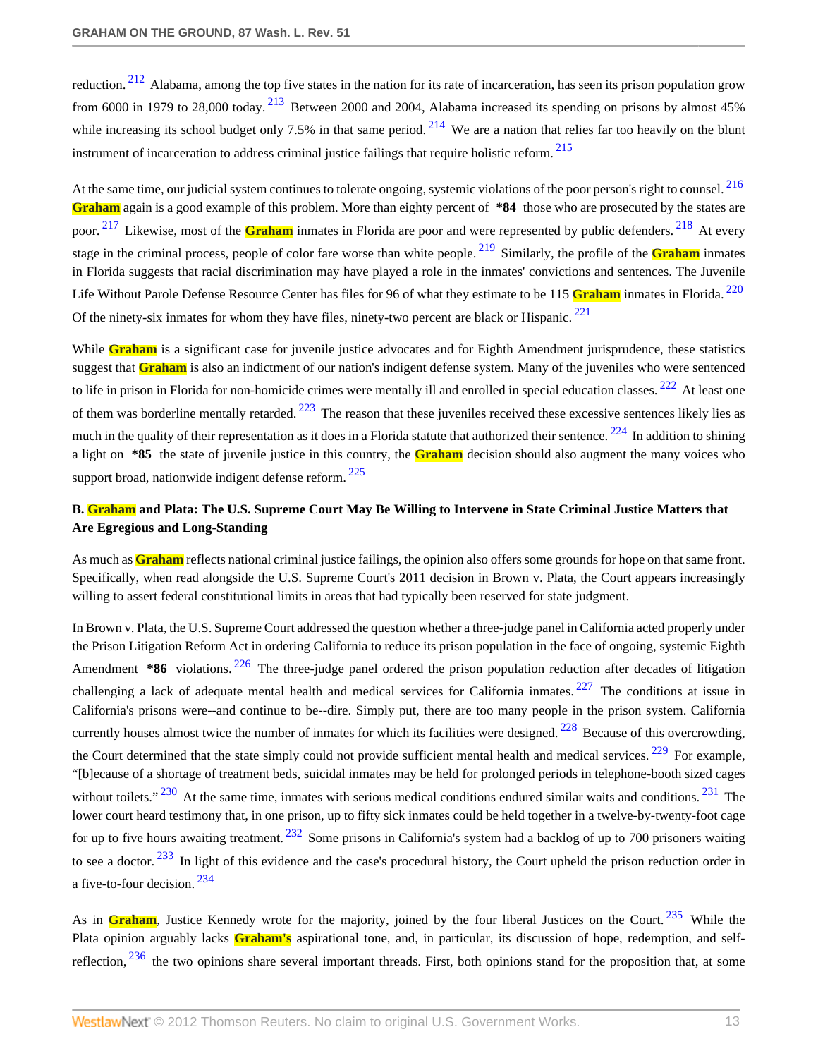reduction.[212] Alabama, among the top five states in the nation for its rate of incarceration, has seen its prison population grow from 6000 in 1979 to 28,000 today.[213] Between 2000 and 2004, Alabama increased its spending on prisons by almost 45% while increasing its school budget only 7.5% in that same period.[214] We are a nation that relies far too heavily on the blunt instrument of incarceration to address criminal justice failings that require holistic reform.[215]

At the same time, our judicial system continues to tolerate ongoing, systemic violations of the poor person's right to counsel.[216] Graham again is a good example of this problem. More than eighty percent of **\*84** those who are prosecuted by the states are poor.[217] Likewise, most of the Graham inmates in Florida are poor and were represented by public defenders.[218] At every stage in the criminal process, people of color fare worse than white people.[219] Similarly, the profile of the Graham inmates in Florida suggests that racial discrimination may have played a role in the inmates' convictions and sentences. The Juvenile Life Without Parole Defense Resource Center has files for 96 of what they estimate to be 115 Graham inmates in Florida.[220] Of the ninety-six inmates for whom they have files, ninety-two percent are black or Hispanic.[221]

While Graham is a significant case for juvenile justice advocates and for Eighth Amendment jurisprudence, these statistics suggest that Graham is also an indictment of our nation's indigent defense system. Many of the juveniles who were sentenced to life in prison in Florida for non-homicide crimes were mentally ill and enrolled in special education classes.[222] At least one of them was borderline mentally retarded.[223] The reason that these juveniles received these excessive sentences likely lies as much in the quality of their representation as it does in a Florida statute that authorized their sentence.[224] In addition to shining a light on **\*85** the state of juvenile justice in this country, the Graham decision should also augment the many voices who support broad, nationwide indigent defense reform.[225]

**B. Graham and Plata: The U.S. Supreme Court May Be Willing to Intervene in State Criminal Justice Matters that Are Egregious and Long-Standing**

As much as Graham reflects national criminal justice failings, the opinion also offers some grounds for hope on that same front. Specifically, when read alongside the U.S. Supreme Court's 2011 decision in Brown v. Plata, the Court appears increasingly willing to assert federal constitutional limits in areas that had typically been reserved for state judgment.

In Brown v. Plata, the U.S. Supreme Court addressed the question whether a three-judge panel in California acted properly under the Prison Litigation Reform Act in ordering California to reduce its prison population in the face of ongoing, systemic Eighth Amendment **\*86** violations.[226] The three-judge panel ordered the prison population reduction after decades of litigation challenging a lack of adequate mental health and medical services for California inmates.[227] The conditions at issue in California's prisons were--and continue to be--dire. Simply put, there are too many people in the prison system. California currently houses almost twice the number of inmates for which its facilities were designed.[228] Because of this overcrowding, the Court determined that the state simply could not provide sufficient mental health and medical services.[229] For example, "[b]ecause of a shortage of treatment beds, suicidal inmates may be held for prolonged periods in telephone-booth sized cages without toilets."[230] At the same time, inmates with serious medical conditions endured similar waits and conditions.[231] The lower court heard testimony that, in one prison, up to fifty sick inmates could be held together in a twelve-by-twenty-foot cage for up to five hours awaiting treatment.[232] Some prisons in California's system had a backlog of up to 700 prisoners waiting to see a doctor.[233] In light of this evidence and the case's procedural history, the Court upheld the prison reduction order in a five-to-four decision.[234]

As in Graham, Justice Kennedy wrote for the majority, joined by the four liberal Justices on the Court.[235] While the Plata opinion arguably lacks Graham's aspirational tone, and, in particular, its discussion of hope, redemption, and self-reflection,[236] the two opinions share several important threads. First, both opinions stand for the proposition that, at some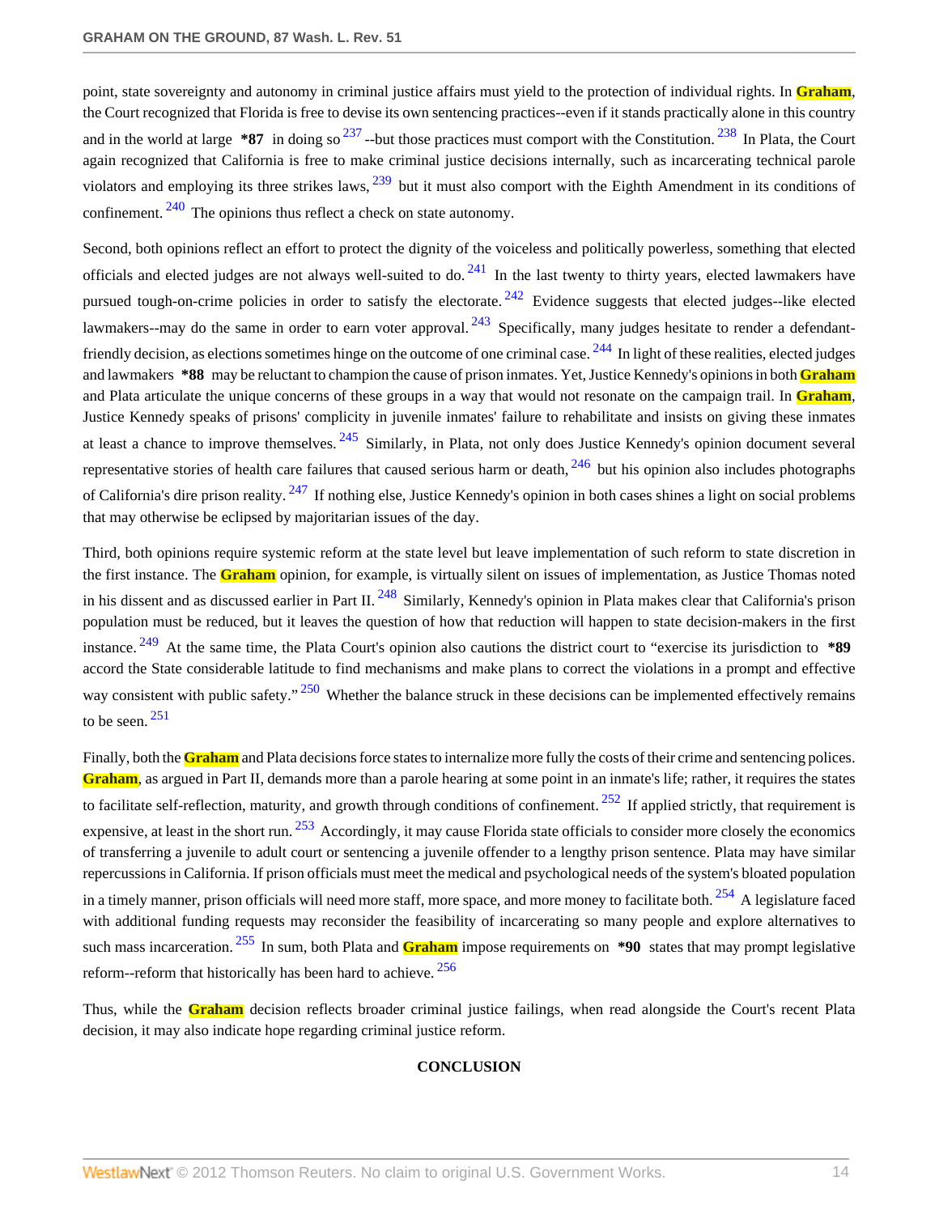point, state sovereignty and autonomy in criminal justice affairs must yield to the protection of individual rights. In **Graham**, the Court recognized that Florida is free to devise its own sentencing practices--even if it stands practically alone in this country and in the world at large **\*87** in doing so [237] --but those practices must comport with the Constitution. [238] In Plata, the Court again recognized that California is free to make criminal justice decisions internally, such as incarcerating technical parole violators and employing its three strikes laws, [239] but it must also comport with the Eighth Amendment in its conditions of confinement. [240] The opinions thus reflect a check on state autonomy.

Second, both opinions reflect an effort to protect the dignity of the voiceless and politically powerless, something that elected officials and elected judges are not always well-suited to do. [241] In the last twenty to thirty years, elected lawmakers have pursued tough-on-crime policies in order to satisfy the electorate. [242] Evidence suggests that elected judges--like elected lawmakers--may do the same in order to earn voter approval. [243] Specifically, many judges hesitate to render a defendant-friendly decision, as elections sometimes hinge on the outcome of one criminal case. [244] In light of these realities, elected judges and lawmakers **\*88** may be reluctant to champion the cause of prison inmates. Yet, Justice Kennedy's opinions in both **Graham** and Plata articulate the unique concerns of these groups in a way that would not resonate on the campaign trail. In **Graham**, Justice Kennedy speaks of prisons' complicity in juvenile inmates' failure to rehabilitate and insists on giving these inmates at least a chance to improve themselves. [245] Similarly, in Plata, not only does Justice Kennedy's opinion document several representative stories of health care failures that caused serious harm or death, [246] but his opinion also includes photographs of California's dire prison reality. [247] If nothing else, Justice Kennedy's opinion in both cases shines a light on social problems that may otherwise be eclipsed by majoritarian issues of the day.

Third, both opinions require systemic reform at the state level but leave implementation of such reform to state discretion in the first instance. The **Graham** opinion, for example, is virtually silent on issues of implementation, as Justice Thomas noted in his dissent and as discussed earlier in Part II. [248] Similarly, Kennedy's opinion in Plata makes clear that California's prison population must be reduced, but it leaves the question of how that reduction will happen to state decision-makers in the first instance. [249] At the same time, the Plata Court's opinion also cautions the district court to "exercise its jurisdiction to **\*89** accord the State considerable latitude to find mechanisms and make plans to correct the violations in a prompt and effective way consistent with public safety." [250] Whether the balance struck in these decisions can be implemented effectively remains to be seen. [251]

Finally, both the **Graham** and Plata decisions force states to internalize more fully the costs of their crime and sentencing polices. **Graham**, as argued in Part II, demands more than a parole hearing at some point in an inmate's life; rather, it requires the states to facilitate self-reflection, maturity, and growth through conditions of confinement. [252] If applied strictly, that requirement is expensive, at least in the short run. [253] Accordingly, it may cause Florida state officials to consider more closely the economics of transferring a juvenile to adult court or sentencing a juvenile offender to a lengthy prison sentence. Plata may have similar repercussions in California. If prison officials must meet the medical and psychological needs of the system's bloated population in a timely manner, prison officials will need more staff, more space, and more money to facilitate both. [254] A legislature faced with additional funding requests may reconsider the feasibility of incarcerating so many people and explore alternatives to such mass incarceration. [255] In sum, both Plata and **Graham** impose requirements on **\*90** states that may prompt legislative reform--reform that historically has been hard to achieve. [256]

Thus, while the **Graham** decision reflects broader criminal justice failings, when read alongside the Court's recent Plata decision, it may also indicate hope regarding criminal justice reform.

## CONCLUSION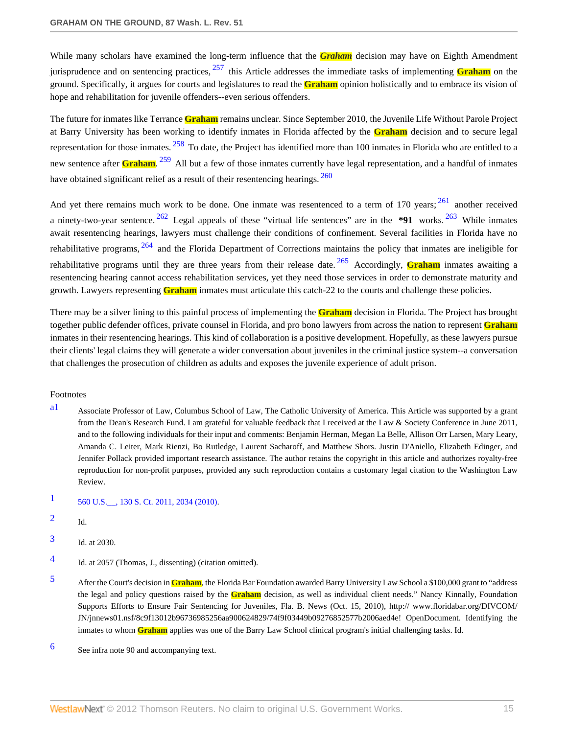While many scholars have examined the long-term influence that the *Graham* decision may have on Eighth Amendment jurisprudence and on sentencing practices,[257] this Article addresses the immediate tasks of implementing **Graham** on the ground. Specifically, it argues for courts and legislatures to read the **Graham** opinion holistically and to embrace its vision of hope and rehabilitation for juvenile offenders--even serious offenders.

The future for inmates like Terrance **Graham** remains unclear. Since September 2010, the Juvenile Life Without Parole Project at Barry University has been working to identify inmates in Florida affected by the **Graham** decision and to secure legal representation for those inmates.[258] To date, the Project has identified more than 100 inmates in Florida who are entitled to a new sentence after **Graham**.[259] All but a few of those inmates currently have legal representation, and a handful of inmates have obtained significant relief as a result of their resentencing hearings.[260]

And yet there remains much work to be done. One inmate was resentenced to a term of 170 years;[261] another received a ninety-two-year sentence.[262] Legal appeals of these "virtual life sentences" are in the **\*91** works.[263] While inmates await resentencing hearings, lawyers must challenge their conditions of confinement. Several facilities in Florida have no rehabilitative programs,[264] and the Florida Department of Corrections maintains the policy that inmates are ineligible for rehabilitative programs until they are three years from their release date.[265] Accordingly, **Graham** inmates awaiting a resentencing hearing cannot access rehabilitation services, yet they need those services in order to demonstrate maturity and growth. Lawyers representing **Graham** inmates must articulate this catch-22 to the courts and challenge these policies.

There may be a silver lining to this painful process of implementing the **Graham** decision in Florida. The Project has brought together public defender offices, private counsel in Florida, and pro bono lawyers from across the nation to represent **Graham** inmates in their resentencing hearings. This kind of collaboration is a positive development. Hopefully, as these lawyers pursue their clients' legal claims they will generate a wider conversation about juveniles in the criminal justice system--a conversation that challenges the prosecution of children as adults and exposes the juvenile experience of adult prison.

Footnotes

a1 Associate Professor of Law, Columbus School of Law, The Catholic University of America. This Article was supported by a grant from the Dean's Research Fund. I am grateful for valuable feedback that I received at the Law & Society Conference in June 2011, and to the following individuals for their input and comments: Benjamin Herman, Megan La Belle, Allison Orr Larsen, Mary Leary, Amanda C. Leiter, Mark Rienzi, Bo Rutledge, Laurent Sacharoff, and Matthew Shors. Justin D'Aniello, Elizabeth Edinger, and Jennifer Pollack provided important research assistance. The author retains the copyright in this article and authorizes royalty-free reproduction for non-profit purposes, provided any such reproduction contains a customary legal citation to the Washington Law Review.

1 560 U.S.__, 130 S. Ct. 2011, 2034 (2010).

2 Id.

3 Id. at 2030.

4 Id. at 2057 (Thomas, J., dissenting) (citation omitted).

5 After the Court's decision in **Graham**, the Florida Bar Foundation awarded Barry University Law School a $100,000 grant to "address the legal and policy questions raised by the **Graham** decision, as well as individual client needs." Nancy Kinnally, Foundation Supports Efforts to Ensure Fair Sentencing for Juveniles, Fla. B. News (Oct. 15, 2010), http:// www.floridabar.org/DIVCOM/JN/jnnews01.nsf/8c9f13012b96736985256aa900624829/74f9f03449b09276852577b2006aed4e! OpenDocument. Identifying the inmates to whom **Graham** applies was one of the Barry Law School clinical program's initial challenging tasks. Id.

6 See infra note 90 and accompanying text.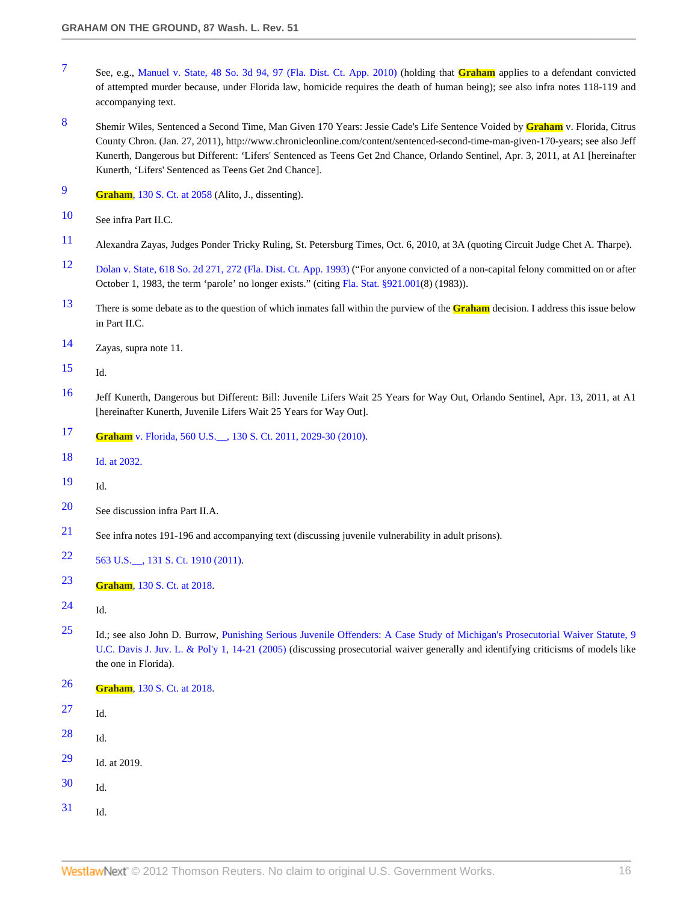7 See, e.g., Manuel v. State, 48 So. 3d 94, 97 (Fla. Dist. Ct. App. 2010) (holding that **Graham** applies to a defendant convicted of attempted murder because, under Florida law, homicide requires the death of human being); see also infra notes 118-119 and accompanying text.

8 Shemir Wiles, Sentenced a Second Time, Man Given 170 Years: Jessie Cade's Life Sentence Voided by **Graham** v. Florida, Citrus County Chron. (Jan. 27, 2011), http://www.chronicleonline.com/content/sentenced-second-time-man-given-170-years; see also Jeff Kunerth, Dangerous but Different: 'Lifers' Sentenced as Teens Get 2nd Chance, Orlando Sentinel, Apr. 3, 2011, at A1 [hereinafter Kunerth, 'Lifers' Sentenced as Teens Get 2nd Chance].

9 **Graham**, 130 S. Ct. at 2058 (Alito, J., dissenting).

10 See infra Part II.C.

11 Alexandra Zayas, Judges Ponder Tricky Ruling, St. Petersburg Times, Oct. 6, 2010, at 3A (quoting Circuit Judge Chet A. Tharpe).

12 Dolan v. State, 618 So. 2d 271, 272 (Fla. Dist. Ct. App. 1993) ("For anyone convicted of a non-capital felony committed on or after October 1, 1983, the term 'parole' no longer exists." (citing Fla. Stat. §921.001(8) (1983)).

13 There is some debate as to the question of which inmates fall within the purview of the **Graham** decision. I address this issue below in Part II.C.

14 Zayas, supra note 11.

15 Id.

16 Jeff Kunerth, Dangerous but Different: Bill: Juvenile Lifers Wait 25 Years for Way Out, Orlando Sentinel, Apr. 13, 2011, at A1 [hereinafter Kunerth, Juvenile Lifers Wait 25 Years for Way Out].

17 **Graham** v. Florida, 560 U.S.__, 130 S. Ct. 2011, 2029-30 (2010).

18 Id. at 2032.

19 Id.

20 See discussion infra Part II.A.

21 See infra notes 191-196 and accompanying text (discussing juvenile vulnerability in adult prisons).

22 563 U.S.__, 131 S. Ct. 1910 (2011).

23 **Graham**, 130 S. Ct. at 2018.

24 Id.

25 Id.; see also John D. Burrow, Punishing Serious Juvenile Offenders: A Case Study of Michigan's Prosecutorial Waiver Statute, 9 U.C. Davis J. Juv. L. & Pol'y 1, 14-21 (2005) (discussing prosecutorial waiver generally and identifying criticisms of models like the one in Florida).

26 **Graham**, 130 S. Ct. at 2018.

27 Id.

28 Id.

29 Id. at 2019.

30 Id.

31 Id.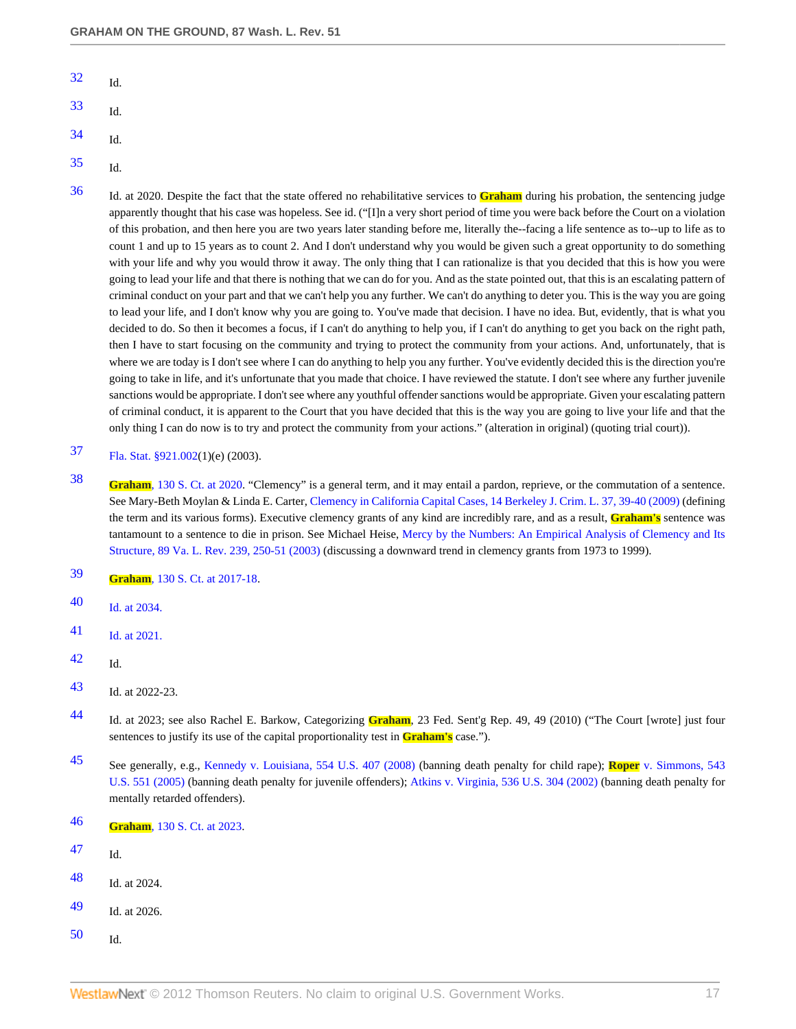32 Id.

33 Id.

34 Id.

35 Id.

36 Id. at 2020. Despite the fact that the state offered no rehabilitative services to **Graham** during his probation, the sentencing judge apparently thought that his case was hopeless. See id. ("[I]n a very short period of time you were back before the Court on a violation of this probation, and then here you are two years later standing before me, literally the--facing a life sentence as to--up to life as to count 1 and up to 15 years as to count 2. And I don't understand why you would be given such a great opportunity to do something with your life and why you would throw it away. The only thing that I can rationalize is that you decided that this is how you were going to lead your life and that there is nothing that we can do for you. And as the state pointed out, that this is an escalating pattern of criminal conduct on your part and that we can't help you any further. We can't do anything to deter you. This is the way you are going to lead your life, and I don't know why you are going to. You've made that decision. I have no idea. But, evidently, that is what you decided to do. So then it becomes a focus, if I can't do anything to help you, if I can't do anything to get you back on the right path, then I have to start focusing on the community and trying to protect the community from your actions. And, unfortunately, that is where we are today is I don't see where I can do anything to help you any further. You've evidently decided this is the direction you're going to take in life, and it's unfortunate that you made that choice. I have reviewed the statute. I don't see where any further juvenile sanctions would be appropriate. I don't see where any youthful offender sanctions would be appropriate. Given your escalating pattern of criminal conduct, it is apparent to the Court that you have decided that this is the way you are going to live your life and that the only thing I can do now is to try and protect the community from your actions." (alteration in original) (quoting trial court)).

37 Fla. Stat. §921.002(1)(e) (2003).

38 **Graham**, 130 S. Ct. at 2020. "Clemency" is a general term, and it may entail a pardon, reprieve, or the commutation of a sentence. See Mary-Beth Moylan & Linda E. Carter, Clemency in California Capital Cases, 14 Berkeley J. Crim. L. 37, 39-40 (2009) (defining the term and its various forms). Executive clemency grants of any kind are incredibly rare, and as a result, **Graham's** sentence was tantamount to a sentence to die in prison. See Michael Heise, Mercy by the Numbers: An Empirical Analysis of Clemency and Its Structure, 89 Va. L. Rev. 239, 250-51 (2003) (discussing a downward trend in clemency grants from 1973 to 1999).

39 **Graham**, 130 S. Ct. at 2017-18.

40 Id. at 2034.

41 Id. at 2021.

42 Id.

43 Id. at 2022-23.

44 Id. at 2023; see also Rachel E. Barkow, Categorizing **Graham**, 23 Fed. Sent'g Rep. 49, 49 (2010) ("The Court [wrote] just four sentences to justify its use of the capital proportionality test in **Graham's** case.").

45 See generally, e.g., Kennedy v. Louisiana, 554 U.S. 407 (2008) (banning death penalty for child rape); **Roper** v. Simmons, 543 U.S. 551 (2005) (banning death penalty for juvenile offenders); Atkins v. Virginia, 536 U.S. 304 (2002) (banning death penalty for mentally retarded offenders).

46 **Graham**, 130 S. Ct. at 2023.

47 Id.

48 Id. at 2024.

49 Id. at 2026.

50 Id.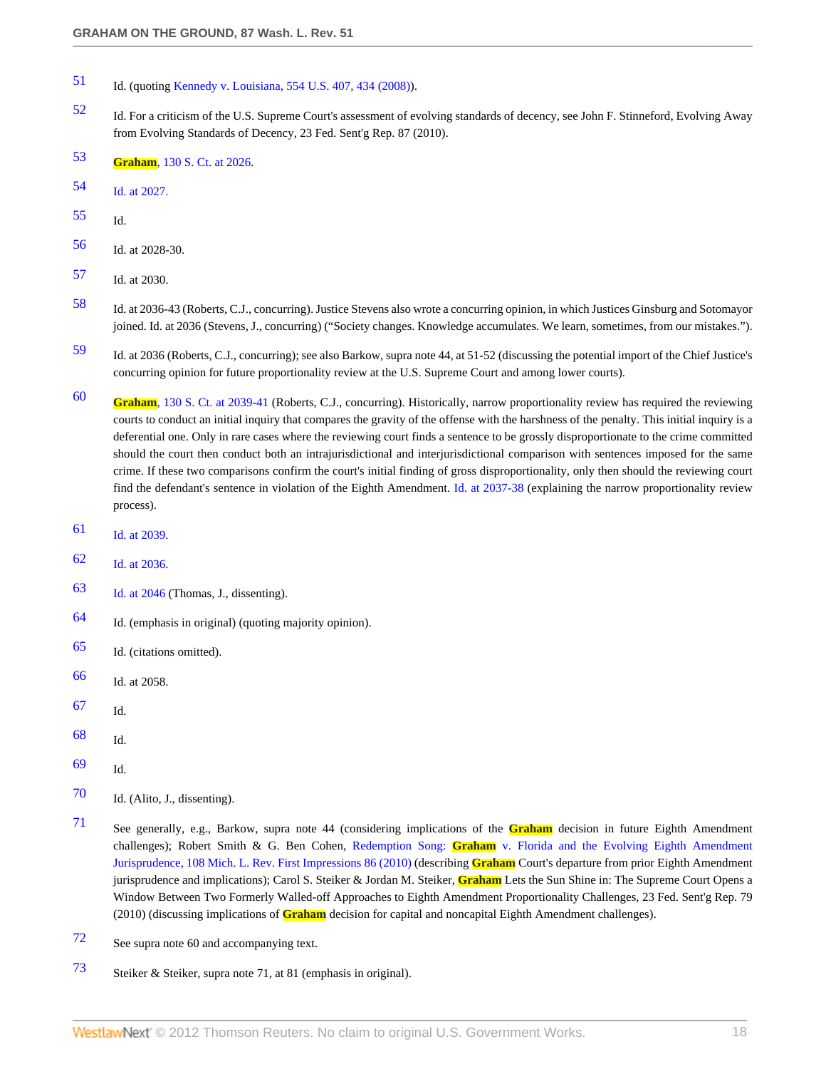51. Id. (quoting Kennedy v. Louisiana, 554 U.S. 407, 434 (2008)).

52. Id. For a criticism of the U.S. Supreme Court's assessment of evolving standards of decency, see John F. Stinneford, Evolving Away from Evolving Standards of Decency, 23 Fed. Sent'g Rep. 87 (2010).

53. **Graham**, 130 S. Ct. at 2026.

54. Id. at 2027.

55. Id.

56. Id. at 2028-30.

57. Id. at 2030.

58. Id. at 2036-43 (Roberts, C.J., concurring). Justice Stevens also wrote a concurring opinion, in which Justices Ginsburg and Sotomayor joined. Id. at 2036 (Stevens, J., concurring) ("Society changes. Knowledge accumulates. We learn, sometimes, from our mistakes.").

59. Id. at 2036 (Roberts, C.J., concurring); see also Barkow, supra note 44, at 51-52 (discussing the potential import of the Chief Justice's concurring opinion for future proportionality review at the U.S. Supreme Court and among lower courts).

60. **Graham**, 130 S. Ct. at 2039-41 (Roberts, C.J., concurring). Historically, narrow proportionality review has required the reviewing courts to conduct an initial inquiry that compares the gravity of the offense with the harshness of the penalty. This initial inquiry is a deferential one. Only in rare cases where the reviewing court finds a sentence to be grossly disproportionate to the crime committed should the court then conduct both an intrajurisdictional and interjurisdictional comparison with sentences imposed for the same crime. If these two comparisons confirm the court's initial finding of gross disproportionality, only then should the reviewing court find the defendant's sentence in violation of the Eighth Amendment. Id. at 2037-38 (explaining the narrow proportionality review process).

61. Id. at 2039.

62. Id. at 2036.

63. Id. at 2046 (Thomas, J., dissenting).

64. Id. (emphasis in original) (quoting majority opinion).

65. Id. (citations omitted).

66. Id. at 2058.

67. Id.

68. Id.

69. Id.

70. Id. (Alito, J., dissenting).

71. See generally, e.g., Barkow, supra note 44 (considering implications of the **Graham** decision in future Eighth Amendment challenges); Robert Smith & G. Ben Cohen, Redemption Song: **Graham** v. Florida and the Evolving Eighth Amendment Jurisprudence, 108 Mich. L. Rev. First Impressions 86 (2010) (describing **Graham** Court's departure from prior Eighth Amendment jurisprudence and implications); Carol S. Steiker & Jordan M. Steiker, **Graham** Lets the Sun Shine in: The Supreme Court Opens a Window Between Two Formerly Walled-off Approaches to Eighth Amendment Proportionality Challenges, 23 Fed. Sent'g Rep. 79 (2010) (discussing implications of **Graham** decision for capital and noncapital Eighth Amendment challenges).

72. See supra note 60 and accompanying text.

73. Steiker & Steiker, supra note 71, at 81 (emphasis in original).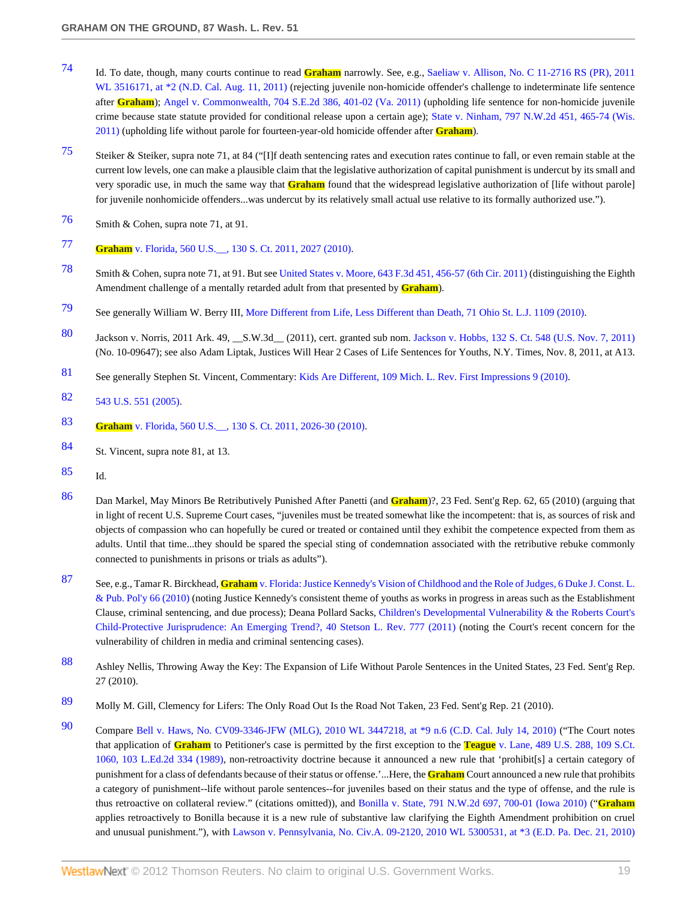74 Id. To date, though, many courts continue to read Graham narrowly. See, e.g., Saeliaw v. Allison, No. C 11-2716 RS (PR), 2011 WL 3516171, at *2 (N.D. Cal. Aug. 11, 2011) (rejecting juvenile non-homicide offender's challenge to indeterminate life sentence after Graham); Angel v. Commonwealth, 704 S.E.2d 386, 401-02 (Va. 2011) (upholding life sentence for non-homicide juvenile crime because state statute provided for conditional release upon a certain age); State v. Ninham, 797 N.W.2d 451, 465-74 (Wis. 2011) (upholding life without parole for fourteen-year-old homicide offender after Graham).

75 Steiker & Steiker, supra note 71, at 84 ("[I]f death sentencing rates and execution rates continue to fall, or even remain stable at the current low levels, one can make a plausible claim that the legislative authorization of capital punishment is undercut by its small and very sporadic use, in much the same way that Graham found that the widespread legislative authorization of [life without parole] for juvenile nonhomicide offenders...was undercut by its relatively small actual use relative to its formally authorized use.").

76 Smith & Cohen, supra note 71, at 91.

77 Graham v. Florida, 560 U.S.__, 130 S. Ct. 2011, 2027 (2010).

78 Smith & Cohen, supra note 71, at 91. But see United States v. Moore, 643 F.3d 451, 456-57 (6th Cir. 2011) (distinguishing the Eighth Amendment challenge of a mentally retarded adult from that presented by Graham).

79 See generally William W. Berry III, More Different from Life, Less Different than Death, 71 Ohio St. L.J. 1109 (2010).

80 Jackson v. Norris, 2011 Ark. 49, __S.W.3d__ (2011), cert. granted sub nom. Jackson v. Hobbs, 132 S. Ct. 548 (U.S. Nov. 7, 2011) (No. 10-09647); see also Adam Liptak, Justices Will Hear 2 Cases of Life Sentences for Youths, N.Y. Times, Nov. 8, 2011, at A13.

81 See generally Stephen St. Vincent, Commentary: Kids Are Different, 109 Mich. L. Rev. First Impressions 9 (2010).

82 543 U.S. 551 (2005).

83 Graham v. Florida, 560 U.S.__, 130 S. Ct. 2011, 2026-30 (2010).

84 St. Vincent, supra note 81, at 13.

85 Id.

86 Dan Markel, May Minors Be Retributively Punished After Panetti (and Graham)?, 23 Fed. Sent'g Rep. 62, 65 (2010) (arguing that in light of recent U.S. Supreme Court cases, "juveniles must be treated somewhat like the incompetent: that is, as sources of risk and objects of compassion who can hopefully be cured or treated or contained until they exhibit the competence expected from them as adults. Until that time...they should be spared the special sting of condemnation associated with the retributive rebuke commonly connected to punishments in prisons or trials as adults").

87 See, e.g., Tamar R. Birckhead, Graham v. Florida: Justice Kennedy's Vision of Childhood and the Role of Judges, 6 Duke J. Const. L. & Pub. Pol'y 66 (2010) (noting Justice Kennedy's consistent theme of youths as works in progress in areas such as the Establishment Clause, criminal sentencing, and due process); Deana Pollard Sacks, Children's Developmental Vulnerability & the Roberts Court's Child-Protective Jurisprudence: An Emerging Trend?, 40 Stetson L. Rev. 777 (2011) (noting the Court's recent concern for the vulnerability of children in media and criminal sentencing cases).

88 Ashley Nellis, Throwing Away the Key: The Expansion of Life Without Parole Sentences in the United States, 23 Fed. Sent'g Rep. 27 (2010).

89 Molly M. Gill, Clemency for Lifers: The Only Road Out Is the Road Not Taken, 23 Fed. Sent'g Rep. 21 (2010).

90 Compare Bell v. Haws, No. CV09-3346-JFW (MLG), 2010 WL 3447218, at *9 n.6 (C.D. Cal. July 14, 2010) ("The Court notes that application of Graham to Petitioner's case is permitted by the first exception to the Teague v. Lane, 489 U.S. 288, 109 S.Ct. 1060, 103 L.Ed.2d 334 (1989), non-retroactivity doctrine because it announced a new rule that 'prohibit[s] a certain category of punishment for a class of defendants because of their status or offense.'...Here, the Graham Court announced a new rule that prohibits a category of punishment--life without parole sentences--for juveniles based on their status and the type of offense, and the rule is thus retroactive on collateral review." (citations omitted)), and Bonilla v. State, 791 N.W.2d 697, 700-01 (Iowa 2010) ("Graham applies retroactively to Bonilla because it is a new rule of substantive law clarifying the Eighth Amendment prohibition on cruel and unusual punishment."), with Lawson v. Pennsylvania, No. Civ.A. 09-2120, 2010 WL 5300531, at *3 (E.D. Pa. Dec. 21, 2010)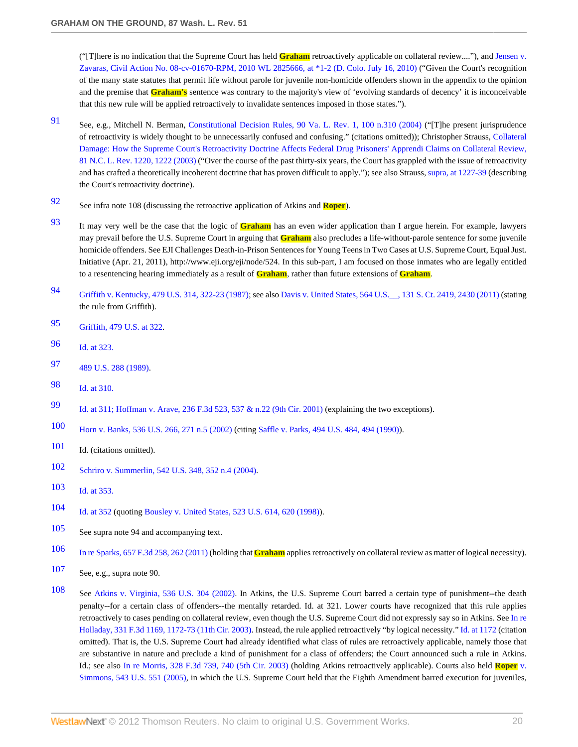("[T]here is no indication that the Supreme Court has held Graham retroactively applicable on collateral review...."), and Jensen v. Zavaras, Civil Action No. 08-cv-01670-RPM, 2010 WL 2825666, at *1-2 (D. Colo. July 16, 2010) ("Given the Court's recognition of the many state statutes that permit life without parole for juvenile non-homicide offenders shown in the appendix to the opinion and the premise that Graham's sentence was contrary to the majority's view of 'evolving standards of decency' it is inconceivable that this new rule will be applied retroactively to invalidate sentences imposed in those states.").

91 See, e.g., Mitchell N. Berman, Constitutional Decision Rules, 90 Va. L. Rev. 1, 100 n.310 (2004) ("[T]he present jurisprudence of retroactivity is widely thought to be unnecessarily confused and confusing." (citations omitted)); Christopher Strauss, Collateral Damage: How the Supreme Court's Retroactivity Doctrine Affects Federal Drug Prisoners' Apprendi Claims on Collateral Review, 81 N.C. L. Rev. 1220, 1222 (2003) ("Over the course of the past thirty-six years, the Court has grappled with the issue of retroactivity and has crafted a theoretically incoherent doctrine that has proven difficult to apply."); see also Strauss, supra, at 1227-39 (describing the Court's retroactivity doctrine).

92 See infra note 108 (discussing the retroactive application of Atkins and Roper).

93 It may very well be the case that the logic of Graham has an even wider application than I argue herein. For example, lawyers may prevail before the U.S. Supreme Court in arguing that Graham also precludes a life-without-parole sentence for some juvenile homicide offenders. See EJI Challenges Death-in-Prison Sentences for Young Teens in Two Cases at U.S. Supreme Court, Equal Just. Initiative (Apr. 21, 2011), http://www.eji.org/eji/node/524. In this sub-part, I am focused on those inmates who are legally entitled to a resentencing hearing immediately as a result of Graham, rather than future extensions of Graham.

94 Griffith v. Kentucky, 479 U.S. 314, 322-23 (1987); see also Davis v. United States, 564 U.S.__, 131 S. Ct. 2419, 2430 (2011) (stating the rule from Griffith).

95 Griffith, 479 U.S. at 322.

96 Id. at 323.

97 489 U.S. 288 (1989).

98 Id. at 310.

99 Id. at 311; Hoffman v. Arave, 236 F.3d 523, 537 & n.22 (9th Cir. 2001) (explaining the two exceptions).

100 Horn v. Banks, 536 U.S. 266, 271 n.5 (2002) (citing Saffle v. Parks, 494 U.S. 484, 494 (1990)).

101 Id. (citations omitted).

102 Schriro v. Summerlin, 542 U.S. 348, 352 n.4 (2004).

103 Id. at 353.

104 Id. at 352 (quoting Bousley v. United States, 523 U.S. 614, 620 (1998)).

105 See supra note 94 and accompanying text.

106 In re Sparks, 657 F.3d 258, 262 (2011) (holding that Graham applies retroactively on collateral review as matter of logical necessity).

107 See, e.g., supra note 90.

108 See Atkins v. Virginia, 536 U.S. 304 (2002). In Atkins, the U.S. Supreme Court barred a certain type of punishment--the death penalty--for a certain class of offenders--the mentally retarded. Id. at 321. Lower courts have recognized that this rule applies retroactively to cases pending on collateral review, even though the U.S. Supreme Court did not expressly say so in Atkins. See In re Holladay, 331 F.3d 1169, 1172-73 (11th Cir. 2003). Instead, the rule applied retroactively "by logical necessity." Id. at 1172 (citation omitted). That is, the U.S. Supreme Court had already identified what class of rules are retroactively applicable, namely those that are substantive in nature and preclude a kind of punishment for a class of offenders; the Court announced such a rule in Atkins. Id.; see also In re Morris, 328 F.3d 739, 740 (5th Cir. 2003) (holding Atkins retroactively applicable). Courts also held Roper v. Simmons, 543 U.S. 551 (2005), in which the U.S. Supreme Court held that the Eighth Amendment barred execution for juveniles,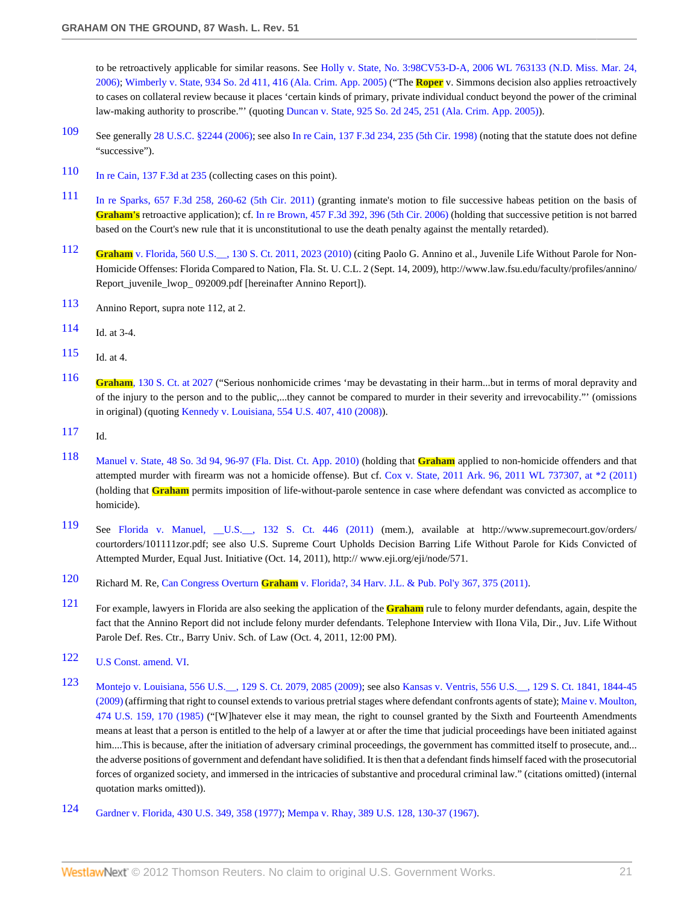to be retroactively applicable for similar reasons. See Holly v. State, No. 3:98CV53-D-A, 2006 WL 763133 (N.D. Miss. Mar. 24, 2006); Wimberly v. State, 934 So. 2d 411, 416 (Ala. Crim. App. 2005) ("The **Roper** v. Simmons decision also applies retroactively to cases on collateral review because it places 'certain kinds of primary, private individual conduct beyond the power of the criminal law-making authority to proscribe."' (quoting Duncan v. State, 925 So. 2d 245, 251 (Ala. Crim. App. 2005)).

109 See generally 28 U.S.C. §2244 (2006); see also In re Cain, 137 F.3d 234, 235 (5th Cir. 1998) (noting that the statute does not define "successive").

110 In re Cain, 137 F.3d at 235 (collecting cases on this point).

111 In re Sparks, 657 F.3d 258, 260-62 (5th Cir. 2011) (granting inmate's motion to file successive habeas petition on the basis of **Graham's** retroactive application); cf. In re Brown, 457 F.3d 392, 396 (5th Cir. 2006) (holding that successive petition is not barred based on the Court's new rule that it is unconstitutional to use the death penalty against the mentally retarded).

112 **Graham** v. Florida, 560 U.S.__, 130 S. Ct. 2011, 2023 (2010) (citing Paolo G. Annino et al., Juvenile Life Without Parole for Non-Homicide Offenses: Florida Compared to Nation, Fla. St. U. C.L. 2 (Sept. 14, 2009), http://www.law.fsu.edu/faculty/profiles/annino/Report_juvenile_lwop_ 092009.pdf [hereinafter Annino Report]).

113 Annino Report, supra note 112, at 2.

114 Id. at 3-4.

115 Id. at 4.

116 **Graham**, 130 S. Ct. at 2027 ("Serious nonhomicide crimes 'may be devastating in their harm...but in terms of moral depravity and of the injury to the person and to the public,...they cannot be compared to murder in their severity and irrevocability."' (omissions in original) (quoting Kennedy v. Louisiana, 554 U.S. 407, 410 (2008)).

117 Id.

118 Manuel v. State, 48 So. 3d 94, 96-97 (Fla. Dist. Ct. App. 2010) (holding that **Graham** applied to non-homicide offenders and that attempted murder with firearm was not a homicide offense). But cf. Cox v. State, 2011 Ark. 96, 2011 WL 737307, at *2 (2011) (holding that **Graham** permits imposition of life-without-parole sentence in case where defendant was convicted as accomplice to homicide).

119 See Florida v. Manuel, __U.S.__, 132 S. Ct. 446 (2011) (mem.), available at http://www.supremecourt.gov/orders/courtorders/101111zor.pdf; see also U.S. Supreme Court Upholds Decision Barring Life Without Parole for Kids Convicted of Attempted Murder, Equal Just. Initiative (Oct. 14, 2011), http:// www.eji.org/eji/node/571.

120 Richard M. Re, Can Congress Overturn **Graham** v. Florida?, 34 Harv. J.L. & Pub. Pol'y 367, 375 (2011).

121 For example, lawyers in Florida are also seeking the application of the **Graham** rule to felony murder defendants, again, despite the fact that the Annino Report did not include felony murder defendants. Telephone Interview with Ilona Vila, Dir., Juv. Life Without Parole Def. Res. Ctr., Barry Univ. Sch. of Law (Oct. 4, 2011, 12:00 PM).

122 U.S Const. amend. VI.

123 Montejo v. Louisiana, 556 U.S.__, 129 S. Ct. 2079, 2085 (2009); see also Kansas v. Ventris, 556 U.S.__, 129 S. Ct. 1841, 1844-45 (2009) (affirming that right to counsel extends to various pretrial stages where defendant confronts agents of state); Maine v. Moulton, 474 U.S. 159, 170 (1985) ("[W]hatever else it may mean, the right to counsel granted by the Sixth and Fourteenth Amendments means at least that a person is entitled to the help of a lawyer at or after the time that judicial proceedings have been initiated against him....This is because, after the initiation of adversary criminal proceedings, the government has committed itself to prosecute, and... the adverse positions of government and defendant have solidified. It is then that a defendant finds himself faced with the prosecutorial forces of organized society, and immersed in the intricacies of substantive and procedural criminal law." (citations omitted) (internal quotation marks omitted)).

124 Gardner v. Florida, 430 U.S. 349, 358 (1977); Mempa v. Rhay, 389 U.S. 128, 130-37 (1967).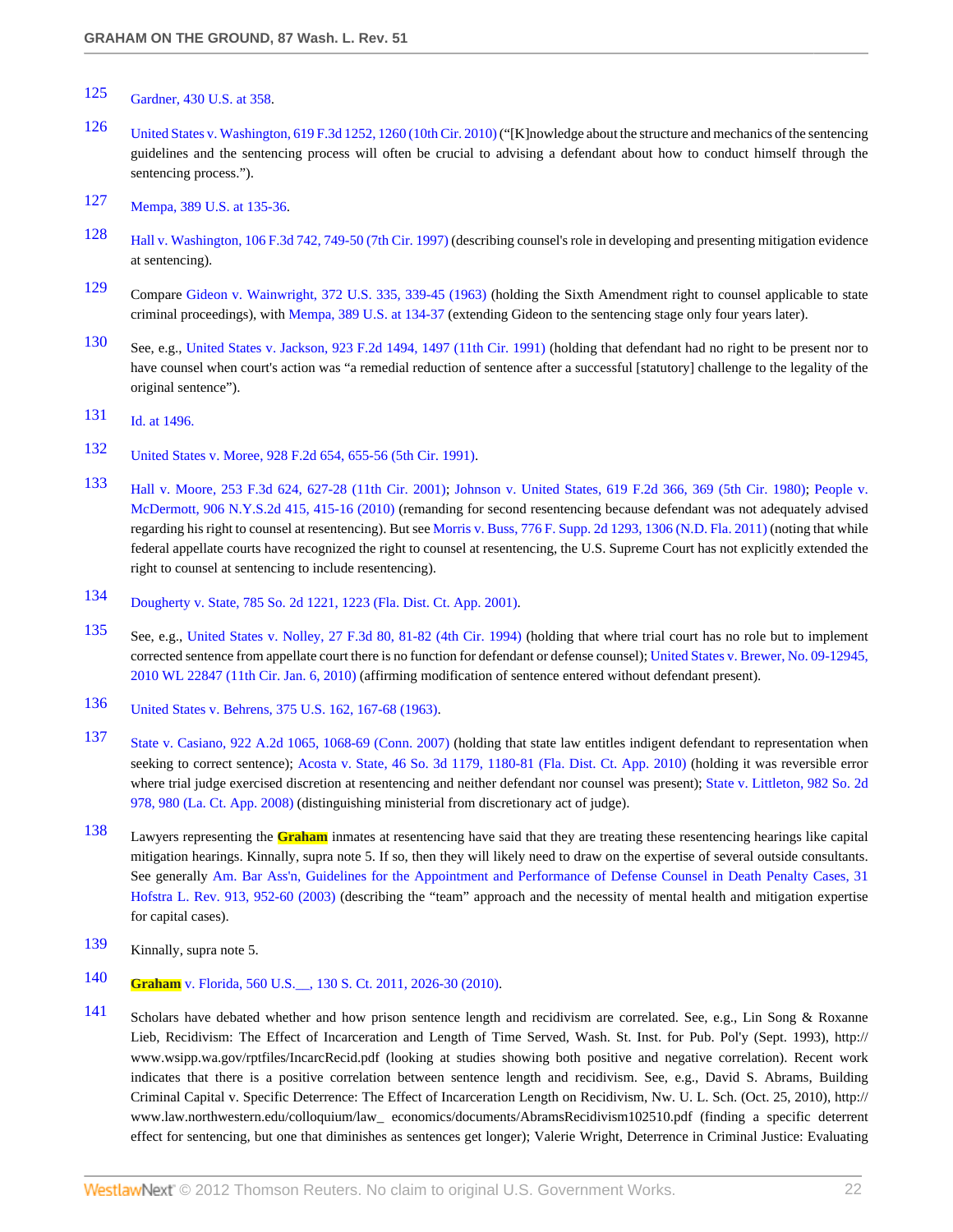125 Gardner, 430 U.S. at 358.

126 United States v. Washington, 619 F.3d 1252, 1260 (10th Cir. 2010) ("[K]nowledge about the structure and mechanics of the sentencing guidelines and the sentencing process will often be crucial to advising a defendant about how to conduct himself through the sentencing process.").

127 Mempa, 389 U.S. at 135-36.

128 Hall v. Washington, 106 F.3d 742, 749-50 (7th Cir. 1997) (describing counsel's role in developing and presenting mitigation evidence at sentencing).

129 Compare Gideon v. Wainwright, 372 U.S. 335, 339-45 (1963) (holding the Sixth Amendment right to counsel applicable to state criminal proceedings), with Mempa, 389 U.S. at 134-37 (extending Gideon to the sentencing stage only four years later).

130 See, e.g., United States v. Jackson, 923 F.2d 1494, 1497 (11th Cir. 1991) (holding that defendant had no right to be present nor to have counsel when court's action was "a remedial reduction of sentence after a successful [statutory] challenge to the legality of the original sentence").

131 Id. at 1496.

132 United States v. Moree, 928 F.2d 654, 655-56 (5th Cir. 1991).

133 Hall v. Moore, 253 F.3d 624, 627-28 (11th Cir. 2001); Johnson v. United States, 619 F.2d 366, 369 (5th Cir. 1980); People v. McDermott, 906 N.Y.S.2d 415, 415-16 (2010) (remanding for second resentencing because defendant was not adequately advised regarding his right to counsel at resentencing). But see Morris v. Buss, 776 F. Supp. 2d 1293, 1306 (N.D. Fla. 2011) (noting that while federal appellate courts have recognized the right to counsel at resentencing, the U.S. Supreme Court has not explicitly extended the right to counsel at sentencing to include resentencing).

134 Dougherty v. State, 785 So. 2d 1221, 1223 (Fla. Dist. Ct. App. 2001).

135 See, e.g., United States v. Nolley, 27 F.3d 80, 81-82 (4th Cir. 1994) (holding that where trial court has no role but to implement corrected sentence from appellate court there is no function for defendant or defense counsel); United States v. Brewer, No. 09-12945, 2010 WL 22847 (11th Cir. Jan. 6, 2010) (affirming modification of sentence entered without defendant present).

136 United States v. Behrens, 375 U.S. 162, 167-68 (1963).

137 State v. Casiano, 922 A.2d 1065, 1068-69 (Conn. 2007) (holding that state law entitles indigent defendant to representation when seeking to correct sentence); Acosta v. State, 46 So. 3d 1179, 1180-81 (Fla. Dist. Ct. App. 2010) (holding it was reversible error where trial judge exercised discretion at resentencing and neither defendant nor counsel was present); State v. Littleton, 982 So. 2d 978, 980 (La. Ct. App. 2008) (distinguishing ministerial from discretionary act of judge).

138 Lawyers representing the **Graham** inmates at resentencing have said that they are treating these resentencing hearings like capital mitigation hearings. Kinnally, supra note 5. If so, then they will likely need to draw on the expertise of several outside consultants. See generally Am. Bar Ass'n, Guidelines for the Appointment and Performance of Defense Counsel in Death Penalty Cases, 31 Hofstra L. Rev. 913, 952-60 (2003) (describing the "team" approach and the necessity of mental health and mitigation expertise for capital cases).

139 Kinnally, supra note 5.

140 **Graham** v. Florida, 560 U.S.__, 130 S. Ct. 2011, 2026-30 (2010).

141 Scholars have debated whether and how prison sentence length and recidivism are correlated. See, e.g., Lin Song & Roxanne Lieb, Recidivism: The Effect of Incarceration and Length of Time Served, Wash. St. Inst. for Pub. Pol'y (Sept. 1993), http://www.wsipp.wa.gov/rptfiles/IncarcRecid.pdf (looking at studies showing both positive and negative correlation). Recent work indicates that there is a positive correlation between sentence length and recidivism. See, e.g., David S. Abrams, Building Criminal Capital v. Specific Deterrence: The Effect of Incarceration Length on Recidivism, Nw. U. L. Sch. (Oct. 25, 2010), http://www.law.northwestern.edu/colloquium/law_ economics/documents/AbramsRecidivism102510.pdf (finding a specific deterrent effect for sentencing, but one that diminishes as sentences get longer); Valerie Wright, Deterrence in Criminal Justice: Evaluating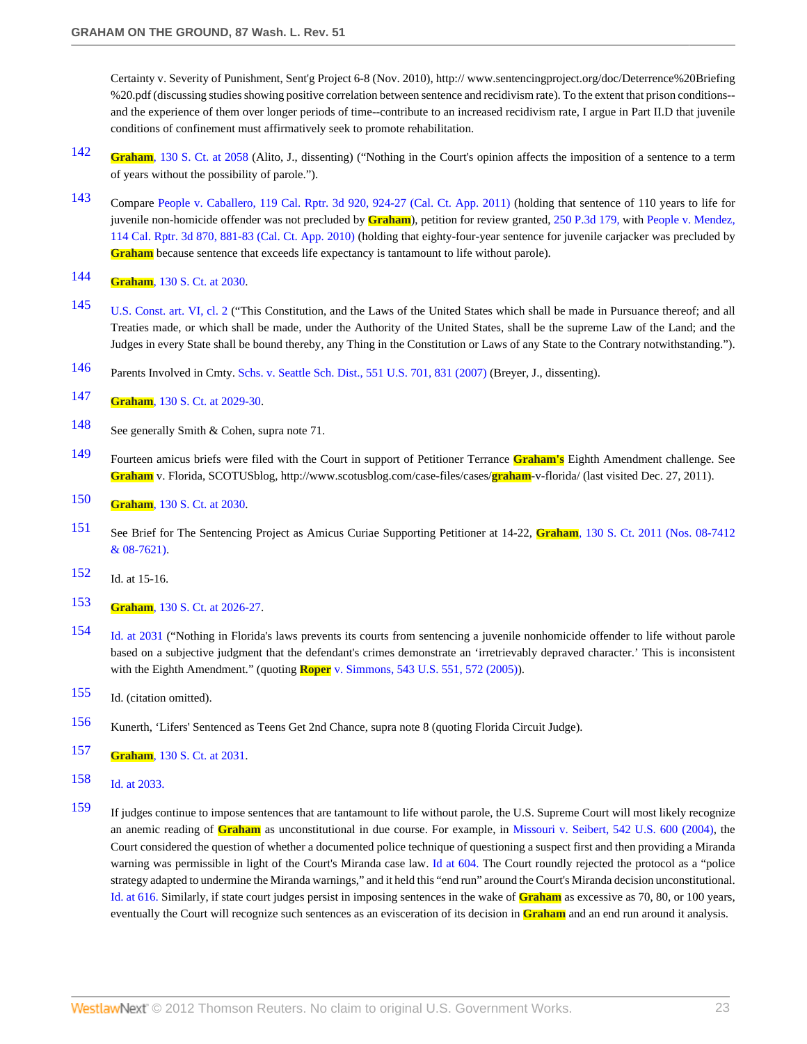Certainty v. Severity of Punishment, Sent'g Project 6-8 (Nov. 2010), http:// www.sentencingproject.org/doc/Deterrence%20Briefing %20.pdf (discussing studies showing positive correlation between sentence and recidivism rate). To the extent that prison conditions--and the experience of them over longer periods of time--contribute to an increased recidivism rate, I argue in Part II.D that juvenile conditions of confinement must affirmatively seek to promote rehabilitation.

142 Graham, 130 S. Ct. at 2058 (Alito, J., dissenting) ("Nothing in the Court's opinion affects the imposition of a sentence to a term of years without the possibility of parole.").

143 Compare People v. Caballero, 119 Cal. Rptr. 3d 920, 924-27 (Cal. Ct. App. 2011) (holding that sentence of 110 years to life for juvenile non-homicide offender was not precluded by Graham), petition for review granted, 250 P.3d 179, with People v. Mendez, 114 Cal. Rptr. 3d 870, 881-83 (Cal. Ct. App. 2010) (holding that eighty-four-year sentence for juvenile carjacker was precluded by Graham because sentence that exceeds life expectancy is tantamount to life without parole).

144 Graham, 130 S. Ct. at 2030.

145 U.S. Const. art. VI, cl. 2 ("This Constitution, and the Laws of the United States which shall be made in Pursuance thereof; and all Treaties made, or which shall be made, under the Authority of the United States, shall be the supreme Law of the Land; and the Judges in every State shall be bound thereby, any Thing in the Constitution or Laws of any State to the Contrary notwithstanding.").

146 Parents Involved in Cmty. Schs. v. Seattle Sch. Dist., 551 U.S. 701, 831 (2007) (Breyer, J., dissenting).

147 Graham, 130 S. Ct. at 2029-30.

148 See generally Smith & Cohen, supra note 71.

149 Fourteen amicus briefs were filed with the Court in support of Petitioner Terrance Graham's Eighth Amendment challenge. See Graham v. Florida, SCOTUSblog, http://www.scotusblog.com/case-files/cases/graham-v-florida/ (last visited Dec. 27, 2011).

150 Graham, 130 S. Ct. at 2030.

151 See Brief for The Sentencing Project as Amicus Curiae Supporting Petitioner at 14-22, Graham, 130 S. Ct. 2011 (Nos. 08-7412 & 08-7621).

152 Id. at 15-16.

153 Graham, 130 S. Ct. at 2026-27.

154 Id. at 2031 ("Nothing in Florida's laws prevents its courts from sentencing a juvenile nonhomicide offender to life without parole based on a subjective judgment that the defendant's crimes demonstrate an 'irretrievably depraved character.' This is inconsistent with the Eighth Amendment." (quoting Roper v. Simmons, 543 U.S. 551, 572 (2005)).

155 Id. (citation omitted).

156 Kunerth, 'Lifers' Sentenced as Teens Get 2nd Chance, supra note 8 (quoting Florida Circuit Judge).

157 Graham, 130 S. Ct. at 2031.

158 Id. at 2033.

159 If judges continue to impose sentences that are tantamount to life without parole, the U.S. Supreme Court will most likely recognize an anemic reading of Graham as unconstitutional in due course. For example, in Missouri v. Seibert, 542 U.S. 600 (2004), the Court considered the question of whether a documented police technique of questioning a suspect first and then providing a Miranda warning was permissible in light of the Court's Miranda case law. Id at 604. The Court roundly rejected the protocol as a "police strategy adapted to undermine the Miranda warnings," and it held this "end run" around the Court's Miranda decision unconstitutional. Id. at 616. Similarly, if state court judges persist in imposing sentences in the wake of Graham as excessive as 70, 80, or 100 years, eventually the Court will recognize such sentences as an evisceration of its decision in Graham and an end run around it analysis.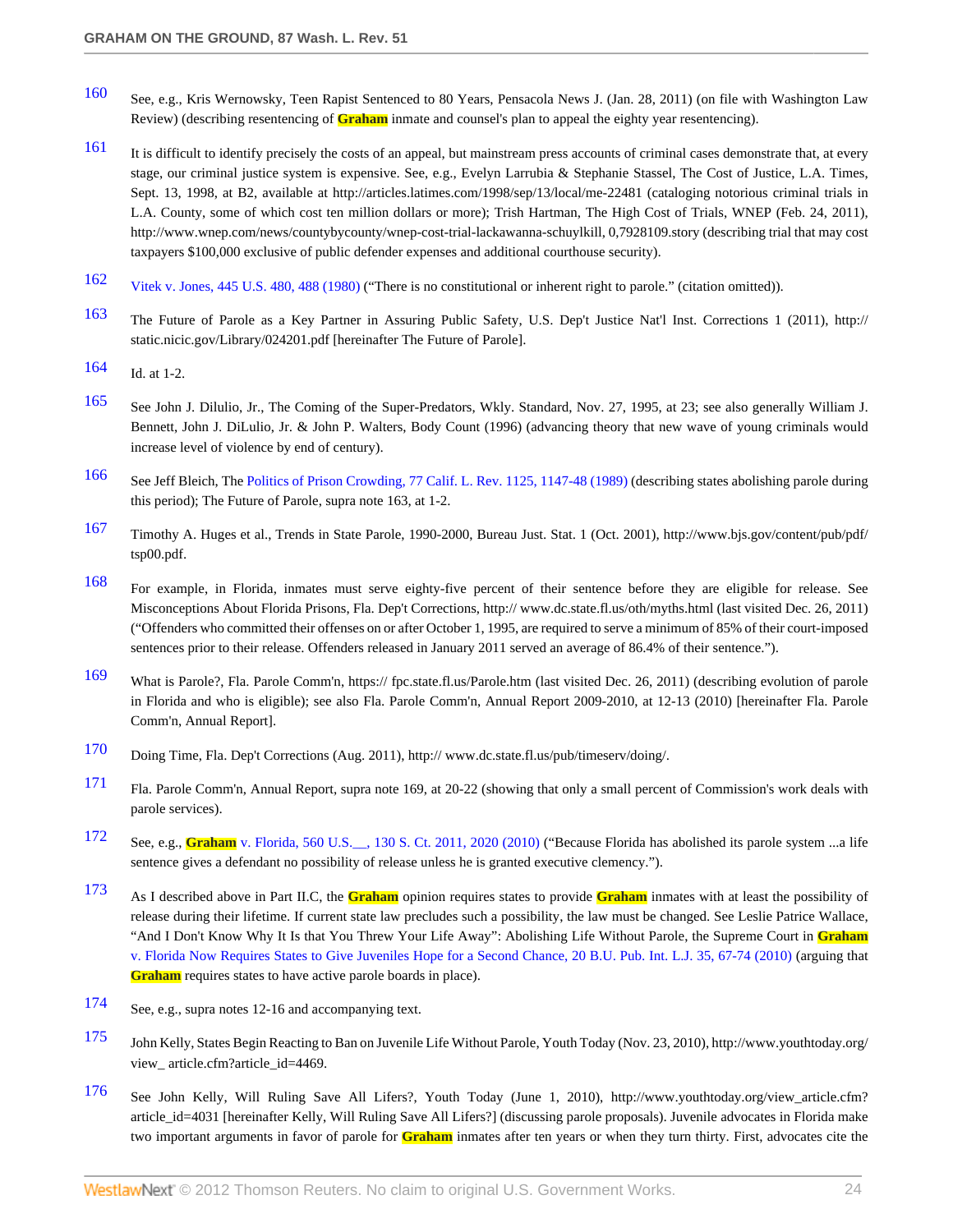160 See, e.g., Kris Wernowsky, Teen Rapist Sentenced to 80 Years, Pensacola News J. (Jan. 28, 2011) (on file with Washington Law Review) (describing resentencing of **Graham** inmate and counsel's plan to appeal the eighty year resentencing).

161 It is difficult to identify precisely the costs of an appeal, but mainstream press accounts of criminal cases demonstrate that, at every stage, our criminal justice system is expensive. See, e.g., Evelyn Larrubia & Stephanie Stassel, The Cost of Justice, L.A. Times, Sept. 13, 1998, at B2, available at http://articles.latimes.com/1998/sep/13/local/me-22481 (cataloging notorious criminal trials in L.A. County, some of which cost ten million dollars or more); Trish Hartman, The High Cost of Trials, WNEP (Feb. 24, 2011), http://www.wnep.com/news/countybycounty/wnep-cost-trial-lackawanna-schuylkill, 0,7928109.story (describing trial that may cost taxpayers $100,000 exclusive of public defender expenses and additional courthouse security).

162 Vitek v. Jones, 445 U.S. 480, 488 (1980) ("There is no constitutional or inherent right to parole." (citation omitted)).

163 The Future of Parole as a Key Partner in Assuring Public Safety, U.S. Dep't Justice Nat'l Inst. Corrections 1 (2011), http:// static.nicic.gov/Library/024201.pdf [hereinafter The Future of Parole].

164 Id. at 1-2.

165 See John J. Dilulio, Jr., The Coming of the Super-Predators, Wkly. Standard, Nov. 27, 1995, at 23; see also generally William J. Bennett, John J. DiLulio, Jr. & John P. Walters, Body Count (1996) (advancing theory that new wave of young criminals would increase level of violence by end of century).

166 See Jeff Bleich, The Politics of Prison Crowding, 77 Calif. L. Rev. 1125, 1147-48 (1989) (describing states abolishing parole during this period); The Future of Parole, supra note 163, at 1-2.

167 Timothy A. Huges et al., Trends in State Parole, 1990-2000, Bureau Just. Stat. 1 (Oct. 2001), http://www.bjs.gov/content/pub/pdf/ tsp00.pdf.

168 For example, in Florida, inmates must serve eighty-five percent of their sentence before they are eligible for release. See Misconceptions About Florida Prisons, Fla. Dep't Corrections, http:// www.dc.state.fl.us/oth/myths.html (last visited Dec. 26, 2011) ("Offenders who committed their offenses on or after October 1, 1995, are required to serve a minimum of 85% of their court-imposed sentences prior to their release. Offenders released in January 2011 served an average of 86.4% of their sentence.").

169 What is Parole?, Fla. Parole Comm'n, https:// fpc.state.fl.us/Parole.htm (last visited Dec. 26, 2011) (describing evolution of parole in Florida and who is eligible); see also Fla. Parole Comm'n, Annual Report 2009-2010, at 12-13 (2010) [hereinafter Fla. Parole Comm'n, Annual Report].

170 Doing Time, Fla. Dep't Corrections (Aug. 2011), http:// www.dc.state.fl.us/pub/timeserv/doing/.

171 Fla. Parole Comm'n, Annual Report, supra note 169, at 20-22 (showing that only a small percent of Commission's work deals with parole services).

172 See, e.g., **Graham** v. Florida, 560 U.S.__, 130 S. Ct. 2011, 2020 (2010) ("Because Florida has abolished its parole system ...a life sentence gives a defendant no possibility of release unless he is granted executive clemency.").

173 As I described above in Part II.C, the **Graham** opinion requires states to provide **Graham** inmates with at least the possibility of release during their lifetime. If current state law precludes such a possibility, the law must be changed. See Leslie Patrice Wallace, "And I Don't Know Why It Is that You Threw Your Life Away": Abolishing Life Without Parole, the Supreme Court in **Graham** v. Florida Now Requires States to Give Juveniles Hope for a Second Chance, 20 B.U. Pub. Int. L.J. 35, 67-74 (2010) (arguing that **Graham** requires states to have active parole boards in place).

174 See, e.g., supra notes 12-16 and accompanying text.

175 John Kelly, States Begin Reacting to Ban on Juvenile Life Without Parole, Youth Today (Nov. 23, 2010), http://www.youthtoday.org/ view_ article.cfm?article_id=4469.

176 See John Kelly, Will Ruling Save All Lifers?, Youth Today (June 1, 2010), http://www.youthtoday.org/view_article.cfm? article_id=4031 [hereinafter Kelly, Will Ruling Save All Lifers?] (discussing parole proposals). Juvenile advocates in Florida make two important arguments in favor of parole for **Graham** inmates after ten years or when they turn thirty. First, advocates cite the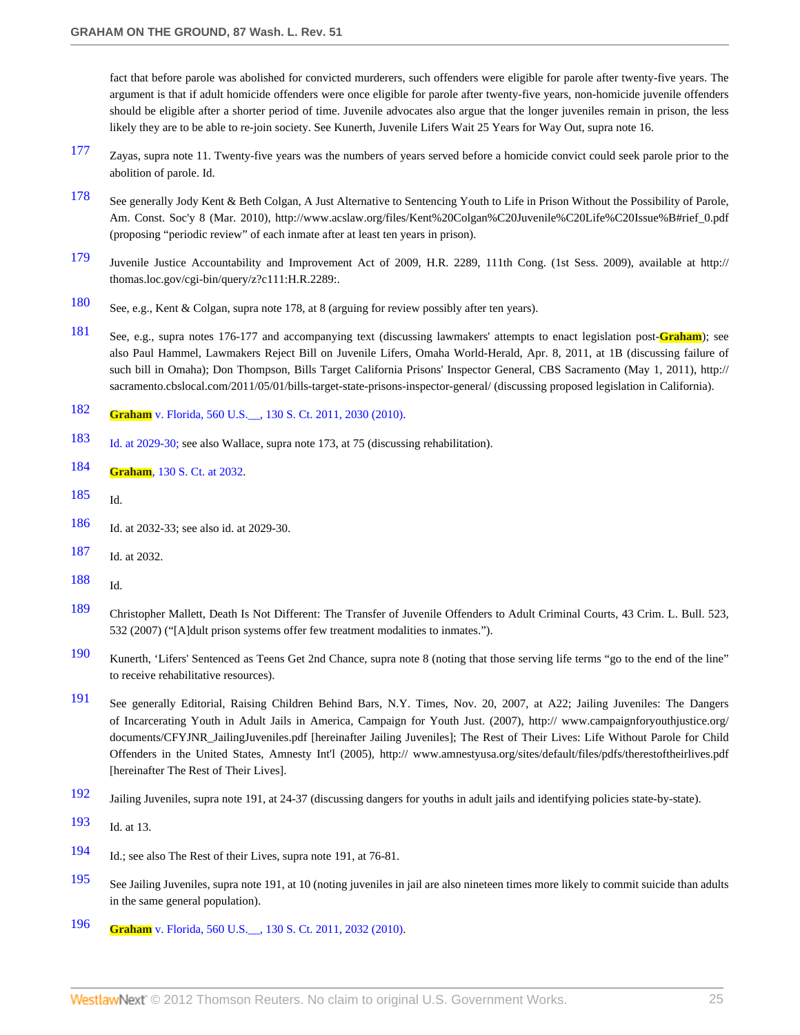fact that before parole was abolished for convicted murderers, such offenders were eligible for parole after twenty-five years. The argument is that if adult homicide offenders were once eligible for parole after twenty-five years, non-homicide juvenile offenders should be eligible after a shorter period of time. Juvenile advocates also argue that the longer juveniles remain in prison, the less likely they are to be able to re-join society. See Kunerth, Juvenile Lifers Wait 25 Years for Way Out, supra note 16.

177 Zayas, supra note 11. Twenty-five years was the numbers of years served before a homicide convict could seek parole prior to the abolition of parole. Id.

178 See generally Jody Kent & Beth Colgan, A Just Alternative to Sentencing Youth to Life in Prison Without the Possibility of Parole, Am. Const. Soc'y 8 (Mar. 2010), http://www.acslaw.org/files/Kent%20Colgan%C20Juvenile%C20Life%C20Issue%B#rief_0.pdf (proposing "periodic review" of each inmate after at least ten years in prison).

179 Juvenile Justice Accountability and Improvement Act of 2009, H.R. 2289, 111th Cong. (1st Sess. 2009), available at http:// thomas.loc.gov/cgi-bin/query/z?c111:H.R.2289:.

180 See, e.g., Kent & Colgan, supra note 178, at 8 (arguing for review possibly after ten years).

181 See, e.g., supra notes 176-177 and accompanying text (discussing lawmakers' attempts to enact legislation post-**Graham**); see also Paul Hammel, Lawmakers Reject Bill on Juvenile Lifers, Omaha World-Herald, Apr. 8, 2011, at 1B (discussing failure of such bill in Omaha); Don Thompson, Bills Target California Prisons' Inspector General, CBS Sacramento (May 1, 2011), http:// sacramento.cbslocal.com/2011/05/01/bills-target-state-prisons-inspector-general/ (discussing proposed legislation in California).

182 **Graham** v. Florida, 560 U.S.__, 130 S. Ct. 2011, 2030 (2010).

183 Id. at 2029-30; see also Wallace, supra note 173, at 75 (discussing rehabilitation).

184 **Graham**, 130 S. Ct. at 2032.

185 Id.

186 Id. at 2032-33; see also id. at 2029-30.

187 Id. at 2032.

188 Id.

189 Christopher Mallett, Death Is Not Different: The Transfer of Juvenile Offenders to Adult Criminal Courts, 43 Crim. L. Bull. 523, 532 (2007) ("[A]dult prison systems offer few treatment modalities to inmates.").

190 Kunerth, 'Lifers' Sentenced as Teens Get 2nd Chance, supra note 8 (noting that those serving life terms "go to the end of the line" to receive rehabilitative resources).

191 See generally Editorial, Raising Children Behind Bars, N.Y. Times, Nov. 20, 2007, at A22; Jailing Juveniles: The Dangers of Incarcerating Youth in Adult Jails in America, Campaign for Youth Just. (2007), http:// www.campaignforyouthjustice.org/ documents/CFYJNR_JailingJuveniles.pdf [hereinafter Jailing Juveniles]; The Rest of Their Lives: Life Without Parole for Child Offenders in the United States, Amnesty Int'l (2005), http:// www.amnestyusa.org/sites/default/files/pdfs/therestoftheirlives.pdf [hereinafter The Rest of Their Lives].

192 Jailing Juveniles, supra note 191, at 24-37 (discussing dangers for youths in adult jails and identifying policies state-by-state).

193 Id. at 13.

194 Id.; see also The Rest of their Lives, supra note 191, at 76-81.

195 See Jailing Juveniles, supra note 191, at 10 (noting juveniles in jail are also nineteen times more likely to commit suicide than adults in the same general population).

196 **Graham** v. Florida, 560 U.S.__, 130 S. Ct. 2011, 2032 (2010).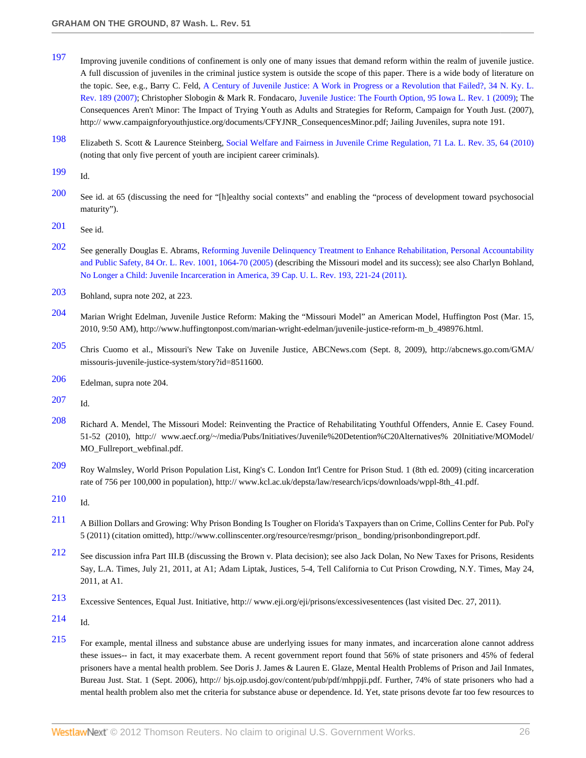197 Improving juvenile conditions of confinement is only one of many issues that demand reform within the realm of juvenile justice. A full discussion of juveniles in the criminal justice system is outside the scope of this paper. There is a wide body of literature on the topic. See, e.g., Barry C. Feld, A Century of Juvenile Justice: A Work in Progress or a Revolution that Failed?, 34 N. Ky. L. Rev. 189 (2007); Christopher Slobogin & Mark R. Fondacaro, Juvenile Justice: The Fourth Option, 95 Iowa L. Rev. 1 (2009); The Consequences Aren't Minor: The Impact of Trying Youth as Adults and Strategies for Reform, Campaign for Youth Just. (2007), http:// www.campaignforyouthjustice.org/documents/CFYJNR_ConsequencesMinor.pdf; Jailing Juveniles, supra note 191.

198 Elizabeth S. Scott & Laurence Steinberg, Social Welfare and Fairness in Juvenile Crime Regulation, 71 La. L. Rev. 35, 64 (2010) (noting that only five percent of youth are incipient career criminals).

199 Id.

200 See id. at 65 (discussing the need for "[h]ealthy social contexts" and enabling the "process of development toward psychosocial maturity").

201 See id.

202 See generally Douglas E. Abrams, Reforming Juvenile Delinquency Treatment to Enhance Rehabilitation, Personal Accountability and Public Safety, 84 Or. L. Rev. 1001, 1064-70 (2005) (describing the Missouri model and its success); see also Charlyn Bohland, No Longer a Child: Juvenile Incarceration in America, 39 Cap. U. L. Rev. 193, 221-24 (2011).

203 Bohland, supra note 202, at 223.

204 Marian Wright Edelman, Juvenile Justice Reform: Making the "Missouri Model" an American Model, Huffington Post (Mar. 15, 2010, 9:50 AM), http://www.huffingtonpost.com/marian-wright-edelman/juvenile-justice-reform-m_b_498976.html.

205 Chris Cuomo et al., Missouri's New Take on Juvenile Justice, ABCNews.com (Sept. 8, 2009), http://abcnews.go.com/GMA/missouris-juvenile-justice-system/story?id=8511600.

206 Edelman, supra note 204.

207 Id.

208 Richard A. Mendel, The Missouri Model: Reinventing the Practice of Rehabilitating Youthful Offenders, Annie E. Casey Found. 51-52 (2010), http:// www.aecf.org/~/media/Pubs/Initiatives/Juvenile%20Detention%C20Alternatives% 20Initiative/MOModel/MO_Fullreport_webfinal.pdf.

209 Roy Walmsley, World Prison Population List, King's C. London Int'l Centre for Prison Stud. 1 (8th ed. 2009) (citing incarceration rate of 756 per 100,000 in population), http:// www.kcl.ac.uk/depsta/law/research/icps/downloads/wppl-8th_41.pdf.

210 Id.

211 A Billion Dollars and Growing: Why Prison Bonding Is Tougher on Florida's Taxpayers than on Crime, Collins Center for Pub. Pol'y 5 (2011) (citation omitted), http://www.collinscenter.org/resource/resmgr/prison_ bonding/prisonbondingreport.pdf.

212 See discussion infra Part III.B (discussing the Brown v. Plata decision); see also Jack Dolan, No New Taxes for Prisons, Residents Say, L.A. Times, July 21, 2011, at A1; Adam Liptak, Justices, 5-4, Tell California to Cut Prison Crowding, N.Y. Times, May 24, 2011, at A1.

213 Excessive Sentences, Equal Just. Initiative, http:// www.eji.org/eji/prisons/excessivesentences (last visited Dec. 27, 2011).

214 Id.

215 For example, mental illness and substance abuse are underlying issues for many inmates, and incarceration alone cannot address these issues-- in fact, it may exacerbate them. A recent government report found that 56% of state prisoners and 45% of federal prisoners have a mental health problem. See Doris J. James & Lauren E. Glaze, Mental Health Problems of Prison and Jail Inmates, Bureau Just. Stat. 1 (Sept. 2006), http:// bjs.ojp.usdoj.gov/content/pub/pdf/mhppji.pdf. Further, 74% of state prisoners who had a mental health problem also met the criteria for substance abuse or dependence. Id. Yet, state prisons devote far too few resources to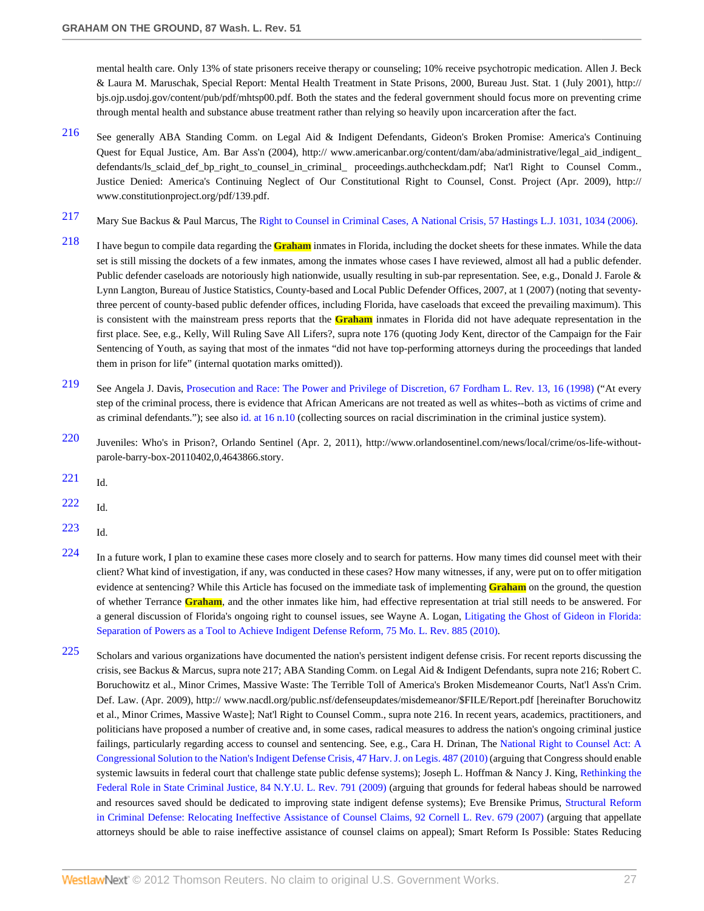mental health care. Only 13% of state prisoners receive therapy or counseling; 10% receive psychotropic medication. Allen J. Beck & Laura M. Maruschak, Special Report: Mental Health Treatment in State Prisons, 2000, Bureau Just. Stat. 1 (July 2001), http:// bjs.ojp.usdoj.gov/content/pub/pdf/mhtsp00.pdf. Both the states and the federal government should focus more on preventing crime through mental health and substance abuse treatment rather than relying so heavily upon incarceration after the fact.

216 See generally ABA Standing Comm. on Legal Aid & Indigent Defendants, Gideon's Broken Promise: America's Continuing Quest for Equal Justice, Am. Bar Ass'n (2004), http:// www.americanbar.org/content/dam/aba/administrative/legal_aid_indigent_ defendants/ls_sclaid_def_bp_right_to_counsel_in_criminal_ proceedings.authcheckdam.pdf; Nat'l Right to Counsel Comm., Justice Denied: America's Continuing Neglect of Our Constitutional Right to Counsel, Const. Project (Apr. 2009), http:// www.constitutionproject.org/pdf/139.pdf.

217 Mary Sue Backus & Paul Marcus, The Right to Counsel in Criminal Cases, A National Crisis, 57 Hastings L.J. 1031, 1034 (2006).

218 I have begun to compile data regarding the **Graham** inmates in Florida, including the docket sheets for these inmates. While the data set is still missing the dockets of a few inmates, among the inmates whose cases I have reviewed, almost all had a public defender. Public defender caseloads are notoriously high nationwide, usually resulting in sub-par representation. See, e.g., Donald J. Farole & Lynn Langton, Bureau of Justice Statistics, County-based and Local Public Defender Offices, 2007, at 1 (2007) (noting that seventy-three percent of county-based public defender offices, including Florida, have caseloads that exceed the prevailing maximum). This is consistent with the mainstream press reports that the **Graham** inmates in Florida did not have adequate representation in the first place. See, e.g., Kelly, Will Ruling Save All Lifers?, supra note 176 (quoting Jody Kent, director of the Campaign for the Fair Sentencing of Youth, as saying that most of the inmates "did not have top-performing attorneys during the proceedings that landed them in prison for life" (internal quotation marks omitted)).

219 See Angela J. Davis, Prosecution and Race: The Power and Privilege of Discretion, 67 Fordham L. Rev. 13, 16 (1998) ("At every step of the criminal process, there is evidence that African Americans are not treated as well as whites--both as victims of crime and as criminal defendants."); see also id. at 16 n.10 (collecting sources on racial discrimination in the criminal justice system).

220 Juveniles: Who's in Prison?, Orlando Sentinel (Apr. 2, 2011), http://www.orlandosentinel.com/news/local/crime/os-life-without-parole-barry-box-20110402,0,4643866.story.

221 Id.

222 Id.

223 Id.

224 In a future work, I plan to examine these cases more closely and to search for patterns. How many times did counsel meet with their client? What kind of investigation, if any, was conducted in these cases? How many witnesses, if any, were put on to offer mitigation evidence at sentencing? While this Article has focused on the immediate task of implementing **Graham** on the ground, the question of whether Terrance **Graham**, and the other inmates like him, had effective representation at trial still needs to be answered. For a general discussion of Florida's ongoing right to counsel issues, see Wayne A. Logan, Litigating the Ghost of Gideon in Florida: Separation of Powers as a Tool to Achieve Indigent Defense Reform, 75 Mo. L. Rev. 885 (2010).

225 Scholars and various organizations have documented the nation's persistent indigent defense crisis. For recent reports discussing the crisis, see Backus & Marcus, supra note 217; ABA Standing Comm. on Legal Aid & Indigent Defendants, supra note 216; Robert C. Boruchowitz et al., Minor Crimes, Massive Waste: The Terrible Toll of America's Broken Misdemeanor Courts, Nat'l Ass'n Crim. Def. Law. (Apr. 2009), http:// www.nacdl.org/public.nsf/defenseupdates/misdemeanor/$FILE/Report.pdf [hereinafter Boruchowitz et al., Minor Crimes, Massive Waste]; Nat'l Right to Counsel Comm., supra note 216. In recent years, academics, practitioners, and politicians have proposed a number of creative and, in some cases, radical measures to address the nation's ongoing criminal justice failings, particularly regarding access to counsel and sentencing. See, e.g., Cara H. Drinan, The National Right to Counsel Act: A Congressional Solution to the Nation's Indigent Defense Crisis, 47 Harv. J. on Legis. 487 (2010) (arguing that Congress should enable systemic lawsuits in federal court that challenge state public defense systems); Joseph L. Hoffman & Nancy J. King, Rethinking the Federal Role in State Criminal Justice, 84 N.Y.U. L. Rev. 791 (2009) (arguing that grounds for federal habeas should be narrowed and resources saved should be dedicated to improving state indigent defense systems); Eve Brensike Primus, Structural Reform in Criminal Defense: Relocating Ineffective Assistance of Counsel Claims, 92 Cornell L. Rev. 679 (2007) (arguing that appellate attorneys should be able to raise ineffective assistance of counsel claims on appeal); Smart Reform Is Possible: States Reducing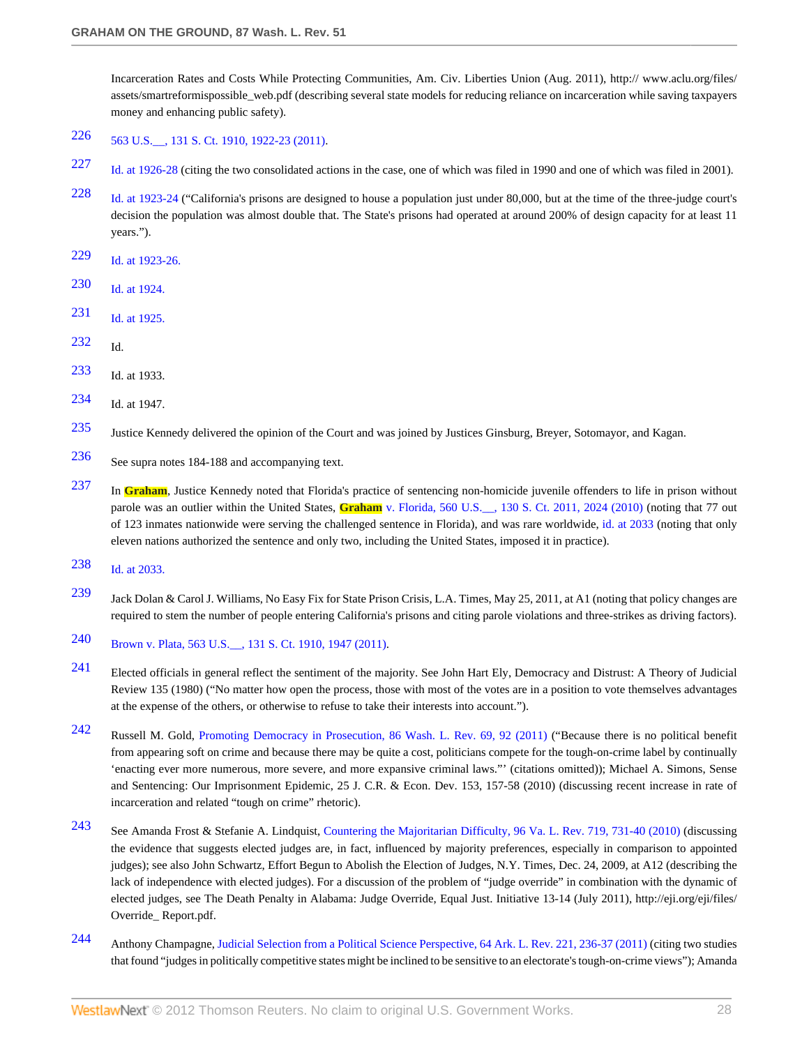Incarceration Rates and Costs While Protecting Communities, Am. Civ. Liberties Union (Aug. 2011), http:// www.aclu.org/files/assets/smartreformispossible_web.pdf (describing several state models for reducing reliance on incarceration while saving taxpayers money and enhancing public safety).

226 563 U.S.__, 131 S. Ct. 1910, 1922-23 (2011).

227 Id. at 1926-28 (citing the two consolidated actions in the case, one of which was filed in 1990 and one of which was filed in 2001).

228 Id. at 1923-24 ("California's prisons are designed to house a population just under 80,000, but at the time of the three-judge court's decision the population was almost double that. The State's prisons had operated at around 200% of design capacity for at least 11 years.").

229 Id. at 1923-26.

230 Id. at 1924.

231 Id. at 1925.

232 Id.

233 Id. at 1933.

234 Id. at 1947.

235 Justice Kennedy delivered the opinion of the Court and was joined by Justices Ginsburg, Breyer, Sotomayor, and Kagan.

236 See supra notes 184-188 and accompanying text.

237 In **Graham**, Justice Kennedy noted that Florida's practice of sentencing non-homicide juvenile offenders to life in prison without parole was an outlier within the United States, **Graham** v. Florida, 560 U.S.__, 130 S. Ct. 2011, 2024 (2010) (noting that 77 out of 123 inmates nationwide were serving the challenged sentence in Florida), and was rare worldwide, id. at 2033 (noting that only eleven nations authorized the sentence and only two, including the United States, imposed it in practice).

238 Id. at 2033.

239 Jack Dolan & Carol J. Williams, No Easy Fix for State Prison Crisis, L.A. Times, May 25, 2011, at A1 (noting that policy changes are required to stem the number of people entering California's prisons and citing parole violations and three-strikes as driving factors).

240 Brown v. Plata, 563 U.S.__, 131 S. Ct. 1910, 1947 (2011).

241 Elected officials in general reflect the sentiment of the majority. See John Hart Ely, Democracy and Distrust: A Theory of Judicial Review 135 (1980) ("No matter how open the process, those with most of the votes are in a position to vote themselves advantages at the expense of the others, or otherwise to refuse to take their interests into account.").

242 Russell M. Gold, Promoting Democracy in Prosecution, 86 Wash. L. Rev. 69, 92 (2011) ("Because there is no political benefit from appearing soft on crime and because there may be quite a cost, politicians compete for the tough-on-crime label by continually 'enacting ever more numerous, more severe, and more expansive criminal laws."' (citations omitted)); Michael A. Simons, Sense and Sentencing: Our Imprisonment Epidemic, 25 J. C.R. & Econ. Dev. 153, 157-58 (2010) (discussing recent increase in rate of incarceration and related "tough on crime" rhetoric).

243 See Amanda Frost & Stefanie A. Lindquist, Countering the Majoritarian Difficulty, 96 Va. L. Rev. 719, 731-40 (2010) (discussing the evidence that suggests elected judges are, in fact, influenced by majority preferences, especially in comparison to appointed judges); see also John Schwartz, Effort Begun to Abolish the Election of Judges, N.Y. Times, Dec. 24, 2009, at A12 (describing the lack of independence with elected judges). For a discussion of the problem of "judge override" in combination with the dynamic of elected judges, see The Death Penalty in Alabama: Judge Override, Equal Just. Initiative 13-14 (July 2011), http://eji.org/eji/files/Override_ Report.pdf.

244 Anthony Champagne, Judicial Selection from a Political Science Perspective, 64 Ark. L. Rev. 221, 236-37 (2011) (citing two studies that found "judges in politically competitive states might be inclined to be sensitive to an electorate's tough-on-crime views"); Amanda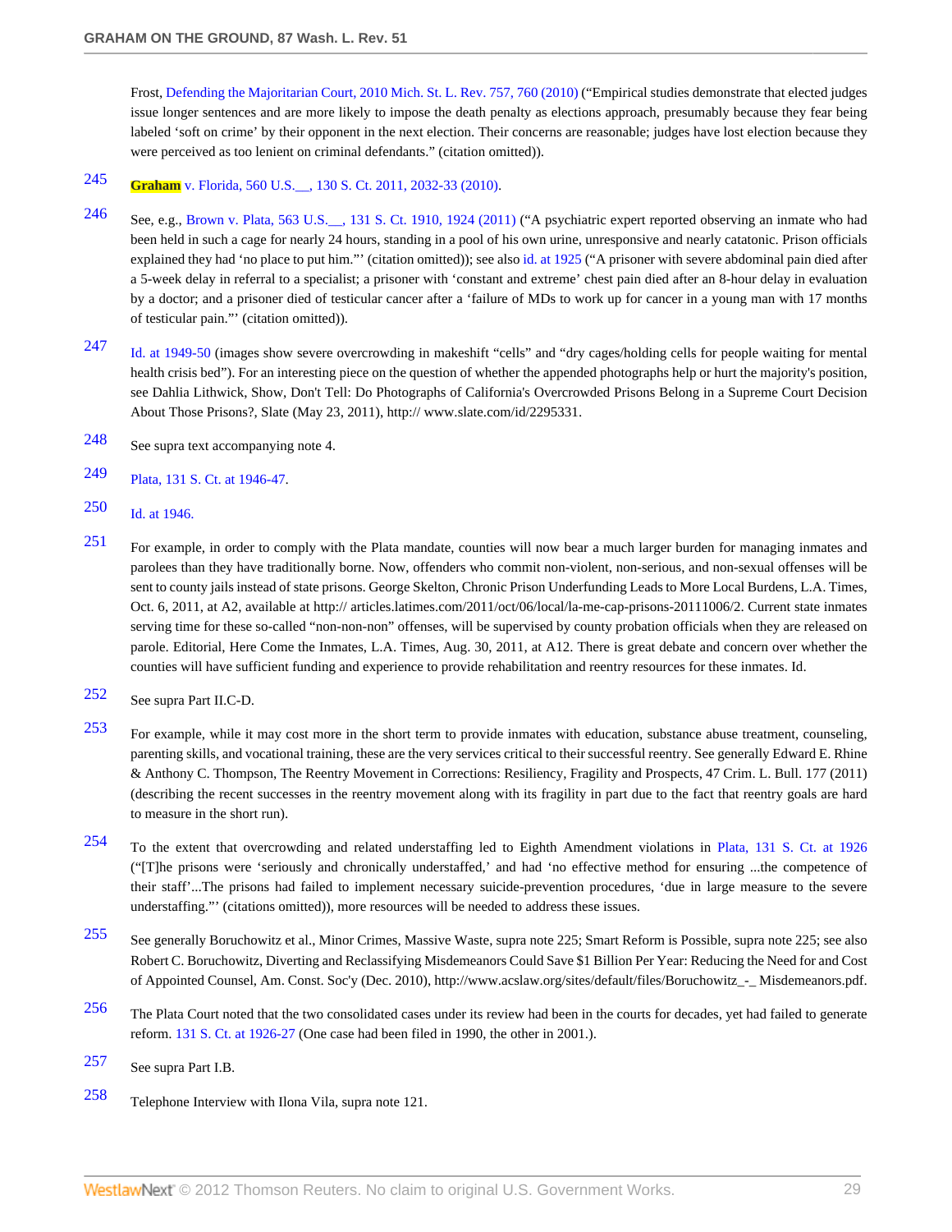Frost, Defending the Majoritarian Court, 2010 Mich. St. L. Rev. 757, 760 (2010) ("Empirical studies demonstrate that elected judges issue longer sentences and are more likely to impose the death penalty as elections approach, presumably because they fear being labeled 'soft on crime' by their opponent in the next election. Their concerns are reasonable; judges have lost election because they were perceived as too lenient on criminal defendants." (citation omitted)).

245 **Graham** v. Florida, 560 U.S.__, 130 S. Ct. 2011, 2032-33 (2010).

246 See, e.g., Brown v. Plata, 563 U.S.__, 131 S. Ct. 1910, 1924 (2011) ("A psychiatric expert reported observing an inmate who had been held in such a cage for nearly 24 hours, standing in a pool of his own urine, unresponsive and nearly catatonic. Prison officials explained they had 'no place to put him."' (citation omitted)); see also id. at 1925 ("A prisoner with severe abdominal pain died after a 5-week delay in referral to a specialist; a prisoner with 'constant and extreme' chest pain died after an 8-hour delay in evaluation by a doctor; and a prisoner died of testicular cancer after a 'failure of MDs to work up for cancer in a young man with 17 months of testicular pain."' (citation omitted)).

247 Id. at 1949-50 (images show severe overcrowding in makeshift "cells" and "dry cages/holding cells for people waiting for mental health crisis bed"). For an interesting piece on the question of whether the appended photographs help or hurt the majority's position, see Dahlia Lithwick, Show, Don't Tell: Do Photographs of California's Overcrowded Prisons Belong in a Supreme Court Decision About Those Prisons?, Slate (May 23, 2011), http:// www.slate.com/id/2295331.

248 See supra text accompanying note 4.

249 Plata, 131 S. Ct. at 1946-47.

250 Id. at 1946.

251 For example, in order to comply with the Plata mandate, counties will now bear a much larger burden for managing inmates and parolees than they have traditionally borne. Now, offenders who commit non-violent, non-serious, and non-sexual offenses will be sent to county jails instead of state prisons. George Skelton, Chronic Prison Underfunding Leads to More Local Burdens, L.A. Times, Oct. 6, 2011, at A2, available at http:// articles.latimes.com/2011/oct/06/local/la-me-cap-prisons-20111006/2. Current state inmates serving time for these so-called "non-non-non" offenses, will be supervised by county probation officials when they are released on parole. Editorial, Here Come the Inmates, L.A. Times, Aug. 30, 2011, at A12. There is great debate and concern over whether the counties will have sufficient funding and experience to provide rehabilitation and reentry resources for these inmates. Id.

252 See supra Part II.C-D.

253 For example, while it may cost more in the short term to provide inmates with education, substance abuse treatment, counseling, parenting skills, and vocational training, these are the very services critical to their successful reentry. See generally Edward E. Rhine & Anthony C. Thompson, The Reentry Movement in Corrections: Resiliency, Fragility and Prospects, 47 Crim. L. Bull. 177 (2011) (describing the recent successes in the reentry movement along with its fragility in part due to the fact that reentry goals are hard to measure in the short run).

254 To the extent that overcrowding and related understaffing led to Eighth Amendment violations in Plata, 131 S. Ct. at 1926 ("[T]he prisons were 'seriously and chronically understaffed,' and had 'no effective method for ensuring ...the competence of their staff'...The prisons had failed to implement necessary suicide-prevention procedures, 'due in large measure to the severe understaffing."' (citations omitted)), more resources will be needed to address these issues.

255 See generally Boruchowitz et al., Minor Crimes, Massive Waste, supra note 225; Smart Reform is Possible, supra note 225; see also Robert C. Boruchowitz, Diverting and Reclassifying Misdemeanors Could Save $1 Billion Per Year: Reducing the Need for and Cost of Appointed Counsel, Am. Const. Soc'y (Dec. 2010), http://www.acslaw.org/sites/default/files/Boruchowitz_-_ Misdemeanors.pdf.

256 The Plata Court noted that the two consolidated cases under its review had been in the courts for decades, yet had failed to generate reform. 131 S. Ct. at 1926-27 (One case had been filed in 1990, the other in 2001.).

257 See supra Part I.B.

258 Telephone Interview with Ilona Vila, supra note 121.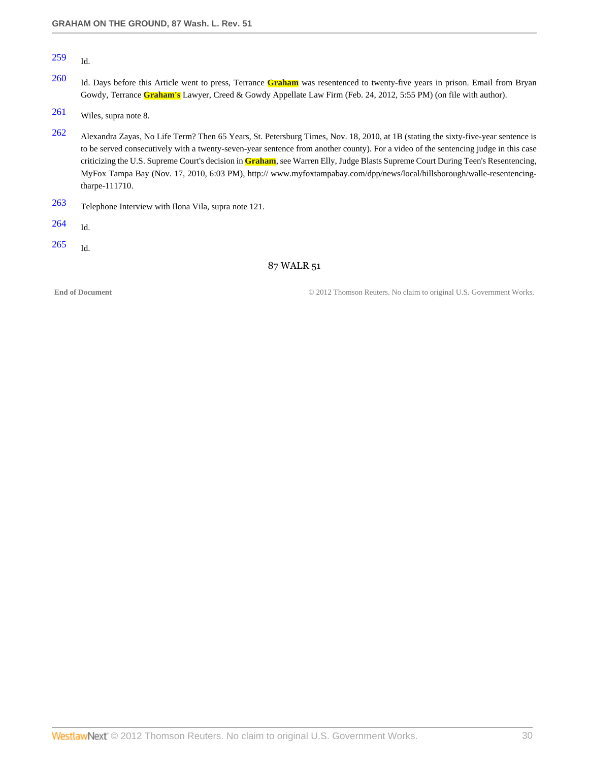259 Id.

260 Id. Days before this Article went to press, Terrance **Graham** was resentenced to twenty-five years in prison. Email from Bryan Gowdy, Terrance **Graham's** Lawyer, Creed & Gowdy Appellate Law Firm (Feb. 24, 2012, 5:55 PM) (on file with author).

261 Wiles, supra note 8.

262 Alexandra Zayas, No Life Term? Then 65 Years, St. Petersburg Times, Nov. 18, 2010, at 1B (stating the sixty-five-year sentence is to be served consecutively with a twenty-seven-year sentence from another county). For a video of the sentencing judge in this case criticizing the U.S. Supreme Court's decision in **Graham**, see Warren Elly, Judge Blasts Supreme Court During Teen's Resentencing, MyFox Tampa Bay (Nov. 17, 2010, 6:03 PM), http:// www.myfoxtampabay.com/dpp/news/local/hillsborough/walle-resentencing-tharpe-111710.

263 Telephone Interview with Ilona Vila, supra note 121.

264 Id.

265 Id.

87 WALR 51

End of Document © 2012 Thomson Reuters. No claim to original U.S. Government Works.